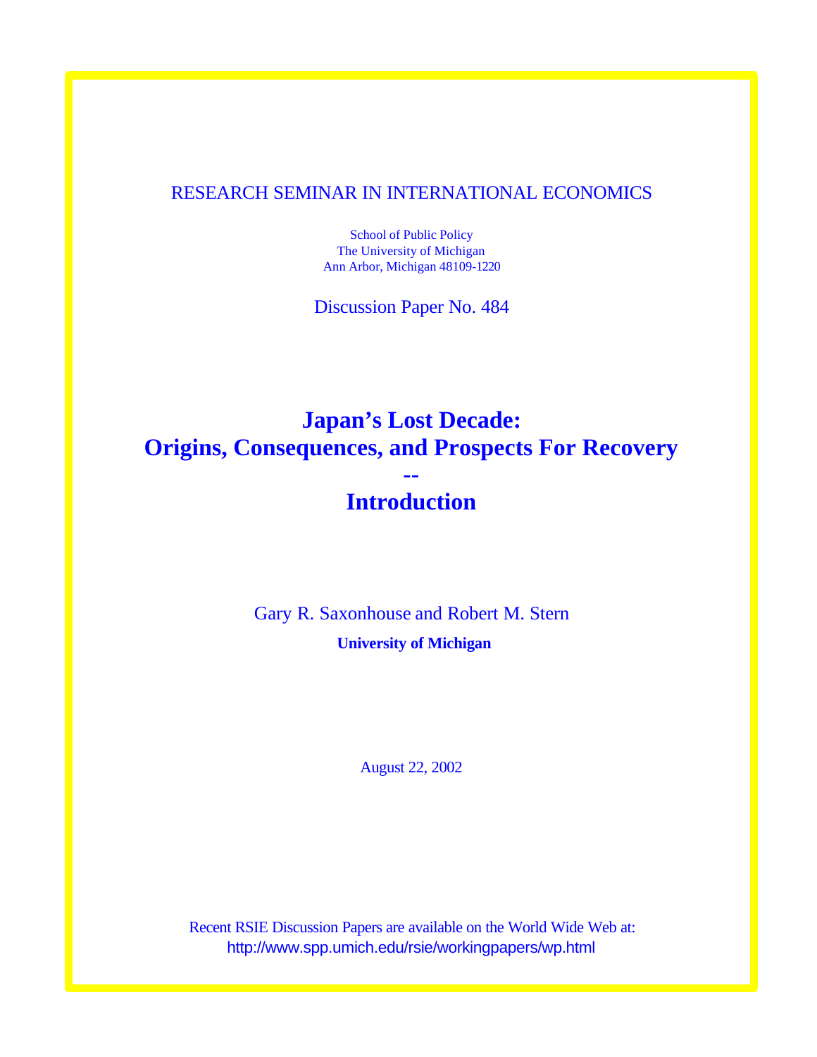RESEARCH SEMINAR IN INTERNATIONAL ECONOMICS

School of Public Policy
The University of Michigan
Ann Arbor, Michigan 48109-1220

Discussion Paper No. 484

# Japan's Lost Decade: Origins, Consequences, and Prospects For Recovery -- Introduction

Gary R. Saxonhouse and Robert M. Stern

**University of Michigan**

August 22, 2002

Recent RSIE Discussion Papers are available on the World Wide Web at:
http://www.spp.umich.edu/rsie/workingpapers/wp.html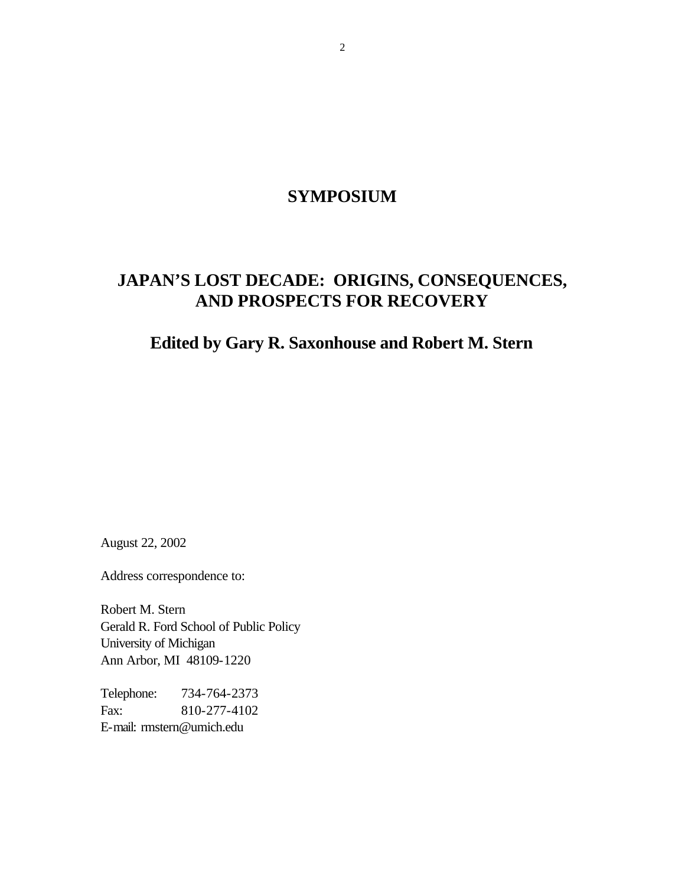# SYMPOSIUM

# JAPAN'S LOST DECADE: ORIGINS, CONSEQUENCES, AND PROSPECTS FOR RECOVERY

## Edited by Gary R. Saxonhouse and Robert M. Stern

August 22, 2002

Address correspondence to:

Robert M. Stern
Gerald R. Ford School of Public Policy
University of Michigan
Ann Arbor, MI 48109-1220

Telephone: 734-764-2373
Fax: 810-277-4102
E-mail: rmstern@umich.edu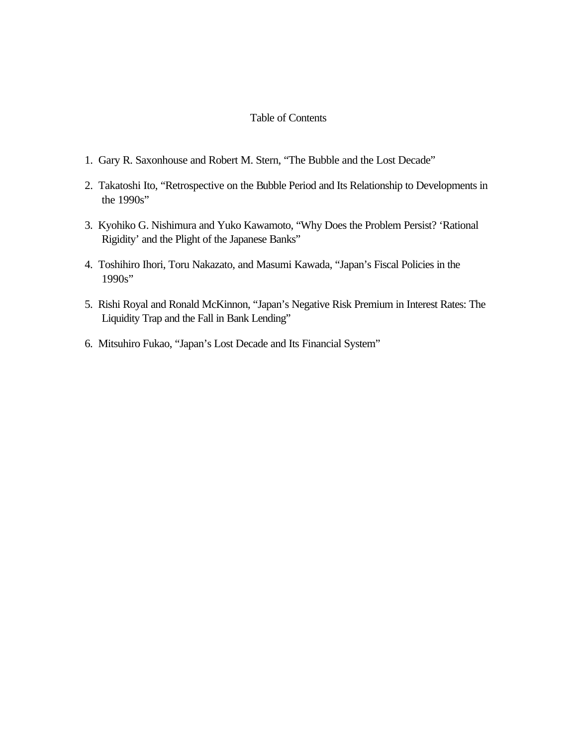# Table of Contents

1. Gary R. Saxonhouse and Robert M. Stern, “The Bubble and the Lost Decade”
2. Takatoshi Ito, “Retrospective on the Bubble Period and Its Relationship to Developments in the 1990s”
3. Kyohiko G. Nishimura and Yuko Kawamoto, “Why Does the Problem Persist? ‘Rational Rigidity’ and the Plight of the Japanese Banks”
4. Toshihiro Ihori, Toru Nakazato, and Masumi Kawada, “Japan’s Fiscal Policies in the 1990s”
5. Rishi Royal and Ronald McKinnon, “Japan’s Negative Risk Premium in Interest Rates: The Liquidity Trap and the Fall in Bank Lending”
6. Mitsuhiro Fukao, “Japan’s Lost Decade and Its Financial System”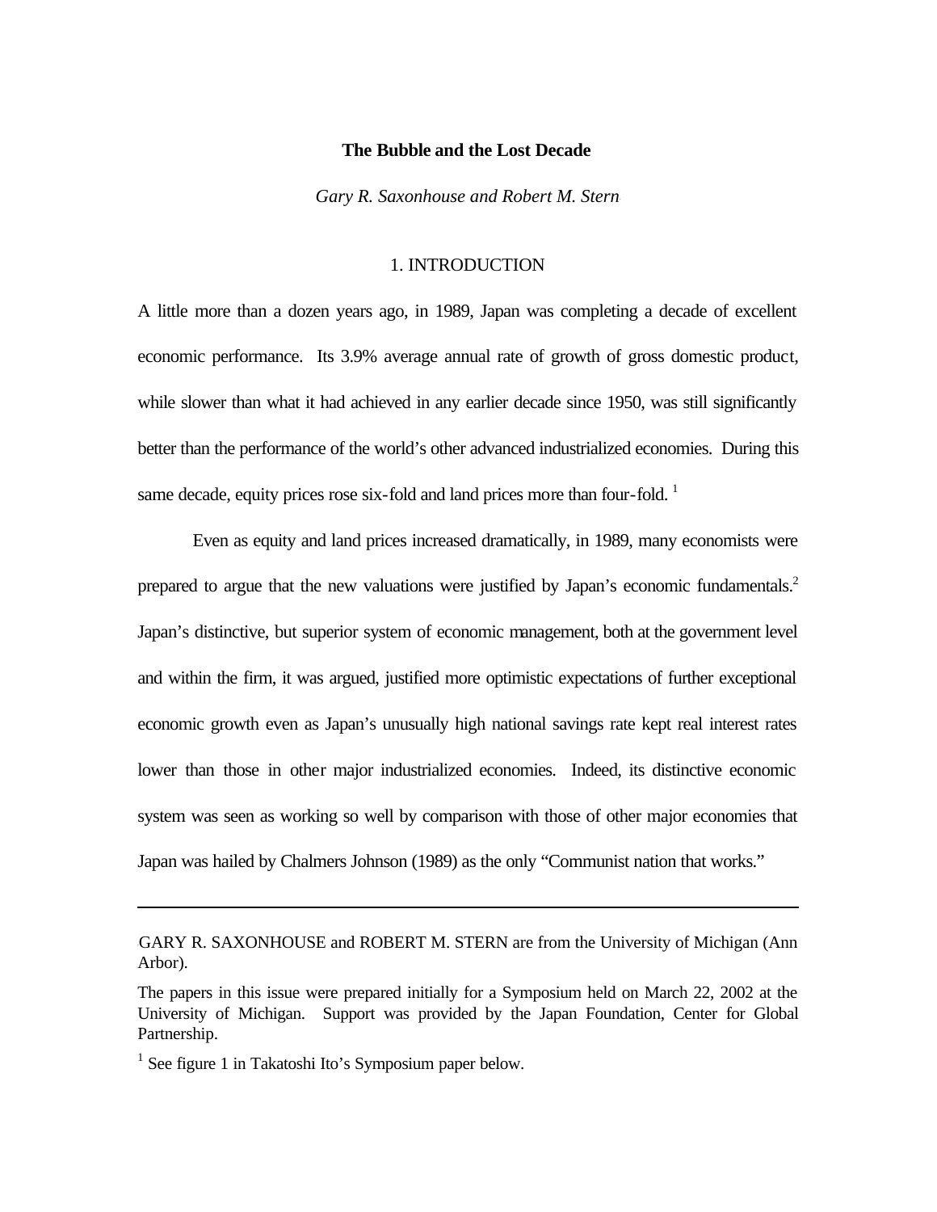# The Bubble and the Lost Decade

*Gary R. Saxonhouse and Robert M. Stern*

## 1. INTRODUCTION

A little more than a dozen years ago, in 1989, Japan was completing a decade of excellent economic performance. Its 3.9% average annual rate of growth of gross domestic product, while slower than what it had achieved in any earlier decade since 1950, was still significantly better than the performance of the world's other advanced industrialized economies. During this same decade, equity prices rose six-fold and land prices more than four-fold. [1]

Even as equity and land prices increased dramatically, in 1989, many economists were prepared to argue that the new valuations were justified by Japan's economic fundamentals.[2] Japan's distinctive, but superior system of economic management, both at the government level and within the firm, it was argued, justified more optimistic expectations of further exceptional economic growth even as Japan's unusually high national savings rate kept real interest rates lower than those in other major industrialized economies. Indeed, its distinctive economic system was seen as working so well by comparison with those of other major economies that Japan was hailed by Chalmers Johnson (1989) as the only "Communist nation that works."

---

GARY R. SAXONHOUSE and ROBERT M. STERN are from the University of Michigan (Ann Arbor).

The papers in this issue were prepared initially for a Symposium held on March 22, 2002 at the University of Michigan. Support was provided by the Japan Foundation, Center for Global Partnership.

[1] See figure 1 in Takatoshi Ito's Symposium paper below.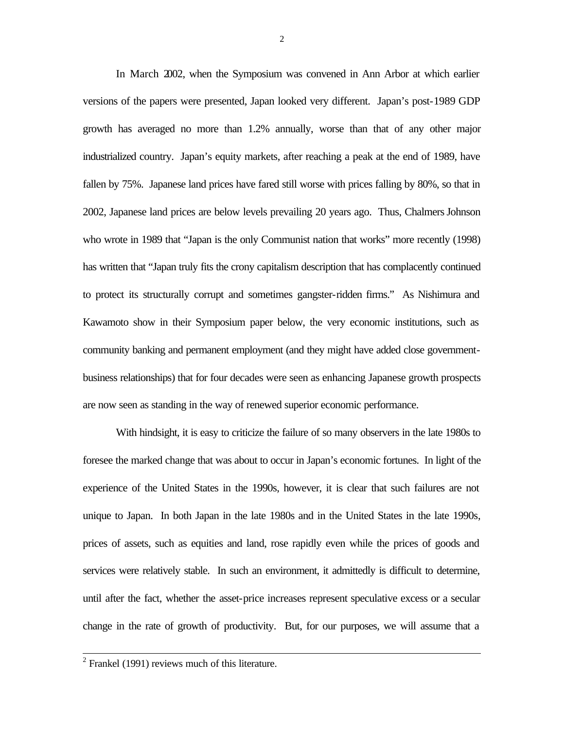In March 2002, when the Symposium was convened in Ann Arbor at which earlier versions of the papers were presented, Japan looked very different. Japan's post-1989 GDP growth has averaged no more than 1.2% annually, worse than that of any other major industrialized country. Japan's equity markets, after reaching a peak at the end of 1989, have fallen by 75%. Japanese land prices have fared still worse with prices falling by 80%, so that in 2002, Japanese land prices are below levels prevailing 20 years ago. Thus, Chalmers Johnson who wrote in 1989 that "Japan is the only Communist nation that works" more recently (1998) has written that "Japan truly fits the crony capitalism description that has complacently continued to protect its structurally corrupt and sometimes gangster-ridden firms." As Nishimura and Kawamoto show in their Symposium paper below, the very economic institutions, such as community banking and permanent employment (and they might have added close government-business relationships) that for four decades were seen as enhancing Japanese growth prospects are now seen as standing in the way of renewed superior economic performance.

With hindsight, it is easy to criticize the failure of so many observers in the late 1980s to foresee the marked change that was about to occur in Japan's economic fortunes. In light of the experience of the United States in the 1990s, however, it is clear that such failures are not unique to Japan. In both Japan in the late 1980s and in the United States in the late 1990s, prices of assets, such as equities and land, rose rapidly even while the prices of goods and services were relatively stable. In such an environment, it admittedly is difficult to determine, until after the fact, whether the asset-price increases represent speculative excess or a secular change in the rate of growth of productivity. But, for our purposes, we will assume that a

[2] Frankel (1991) reviews much of this literature.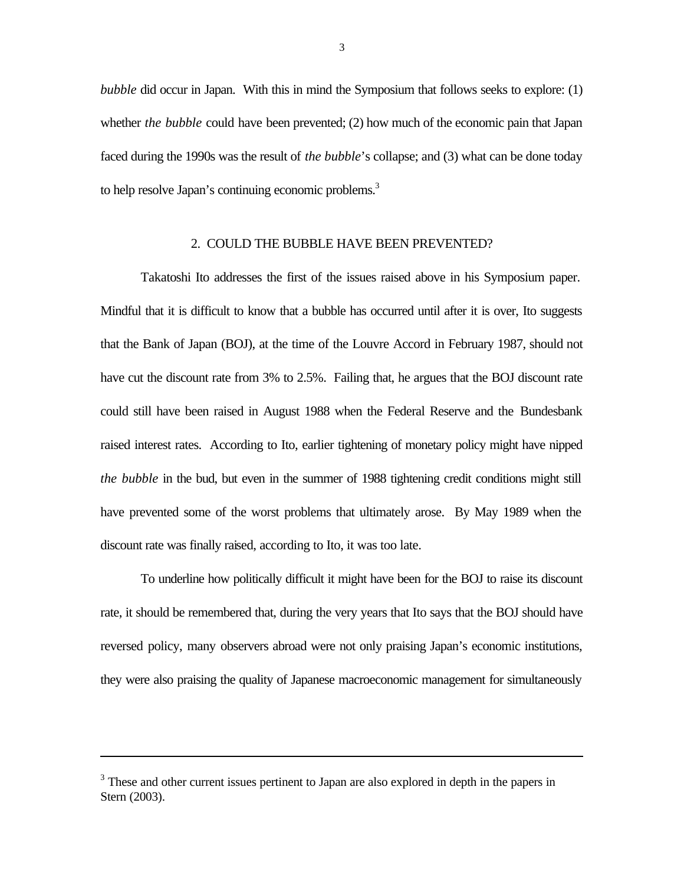*bubble* did occur in Japan. With this in mind the Symposium that follows seeks to explore: (1) whether *the bubble* could have been prevented; (2) how much of the economic pain that Japan faced during the 1990s was the result of *the bubble*'s collapse; and (3) what can be done today to help resolve Japan's continuing economic problems.[3]

## 2. COULD THE BUBBLE HAVE BEEN PREVENTED?

Takatoshi Ito addresses the first of the issues raised above in his Symposium paper. Mindful that it is difficult to know that a bubble has occurred until after it is over, Ito suggests that the Bank of Japan (BOJ), at the time of the Louvre Accord in February 1987, should not have cut the discount rate from 3% to 2.5%. Failing that, he argues that the BOJ discount rate could still have been raised in August 1988 when the Federal Reserve and the Bundesbank raised interest rates. According to Ito, earlier tightening of monetary policy might have nipped *the bubble* in the bud, but even in the summer of 1988 tightening credit conditions might still have prevented some of the worst problems that ultimately arose. By May 1989 when the discount rate was finally raised, according to Ito, it was too late.

To underline how politically difficult it might have been for the BOJ to raise its discount rate, it should be remembered that, during the very years that Ito says that the BOJ should have reversed policy, many observers abroad were not only praising Japan's economic institutions, they were also praising the quality of Japanese macroeconomic management for simultaneously

---

[3] These and other current issues pertinent to Japan are also explored in depth in the papers in Stern (2003).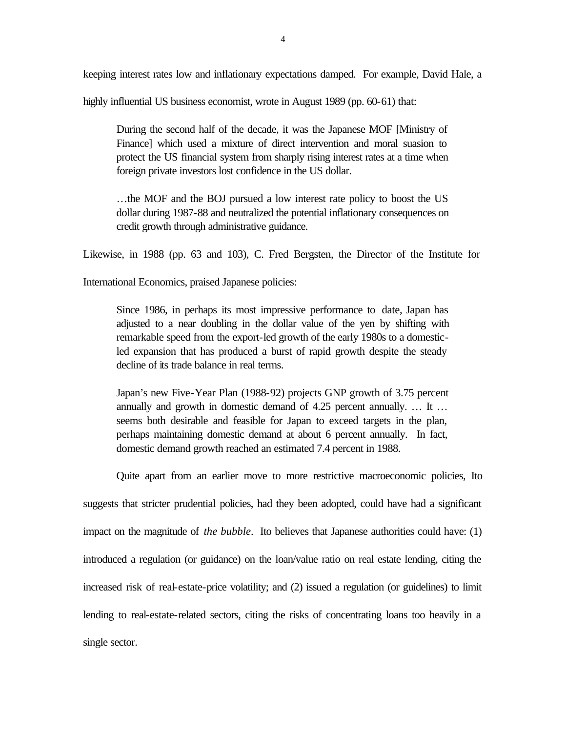keeping interest rates low and inflationary expectations damped. For example, David Hale, a highly influential US business economist, wrote in August 1989 (pp. 60-61) that:

> During the second half of the decade, it was the Japanese MOF [Ministry of Finance] which used a mixture of direct intervention and moral suasion to protect the US financial system from sharply rising interest rates at a time when foreign private investors lost confidence in the US dollar.
>
> …the MOF and the BOJ pursued a low interest rate policy to boost the US dollar during 1987-88 and neutralized the potential inflationary consequences on credit growth through administrative guidance.

Likewise, in 1988 (pp. 63 and 103), C. Fred Bergsten, the Director of the Institute for International Economics, praised Japanese policies:

> Since 1986, in perhaps its most impressive performance to date, Japan has adjusted to a near doubling in the dollar value of the yen by shifting with remarkable speed from the export-led growth of the early 1980s to a domestic-led expansion that has produced a burst of rapid growth despite the steady decline of its trade balance in real terms.
>
> Japan's new Five-Year Plan (1988-92) projects GNP growth of 3.75 percent annually and growth in domestic demand of 4.25 percent annually. … It … seems both desirable and feasible for Japan to exceed targets in the plan, perhaps maintaining domestic demand at about 6 percent annually. In fact, domestic demand growth reached an estimated 7.4 percent in 1988.

Quite apart from an earlier move to more restrictive macroeconomic policies, Ito suggests that stricter prudential policies, had they been adopted, could have had a significant impact on the magnitude of *the bubble*. Ito believes that Japanese authorities could have: (1) introduced a regulation (or guidance) on the loan/value ratio on real estate lending, citing the increased risk of real-estate-price volatility; and (2) issued a regulation (or guidelines) to limit lending to real-estate-related sectors, citing the risks of concentrating loans too heavily in a single sector.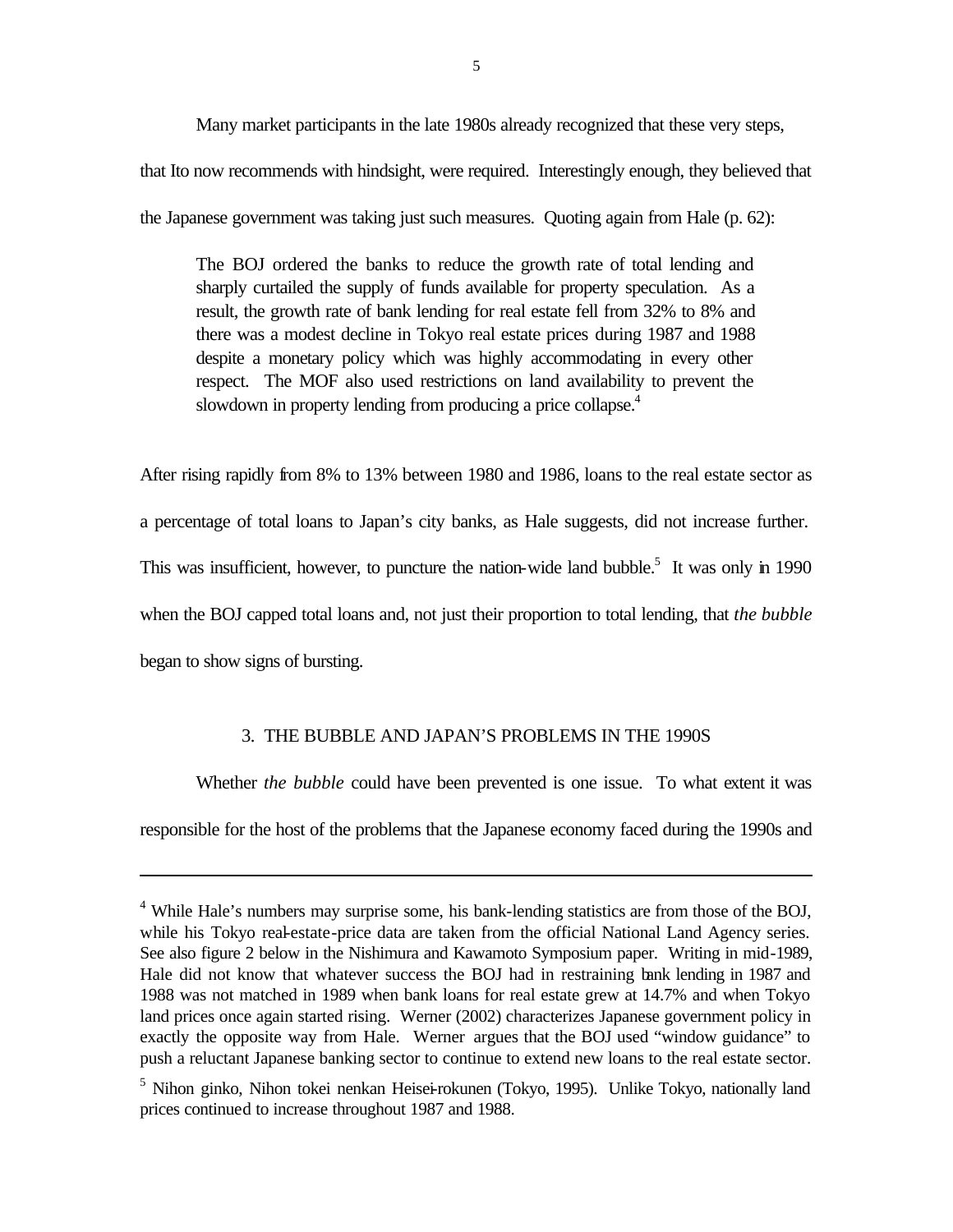Many market participants in the late 1980s already recognized that these very steps, that Ito now recommends with hindsight, were required. Interestingly enough, they believed that the Japanese government was taking just such measures. Quoting again from Hale (p. 62):

> The BOJ ordered the banks to reduce the growth rate of total lending and sharply curtailed the supply of funds available for property speculation. As a result, the growth rate of bank lending for real estate fell from 32% to 8% and there was a modest decline in Tokyo real estate prices during 1987 and 1988 despite a monetary policy which was highly accommodating in every other respect. The MOF also used restrictions on land availability to prevent the slowdown in property lending from producing a price collapse.[4]

After rising rapidly from 8% to 13% between 1980 and 1986, loans to the real estate sector as a percentage of total loans to Japan's city banks, as Hale suggests, did not increase further. This was insufficient, however, to puncture the nation-wide land bubble.[5] It was only in 1990 when the BOJ capped total loans and, not just their proportion to total lending, that *the bubble* began to show signs of bursting.

## 3. THE BUBBLE AND JAPAN'S PROBLEMS IN THE 1990S

Whether *the bubble* could have been prevented is one issue. To what extent it was responsible for the host of the problems that the Japanese economy faced during the 1990s and

---

[4] While Hale's numbers may surprise some, his bank-lending statistics are from those of the BOJ, while his Tokyo real-estate-price data are taken from the official National Land Agency series. See also figure 2 below in the Nishimura and Kawamoto Symposium paper. Writing in mid-1989, Hale did not know that whatever success the BOJ had in restraining bank lending in 1987 and 1988 was not matched in 1989 when bank loans for real estate grew at 14.7% and when Tokyo land prices once again started rising. Werner (2002) characterizes Japanese government policy in exactly the opposite way from Hale. Werner argues that the BOJ used "window guidance" to push a reluctant Japanese banking sector to continue to extend new loans to the real estate sector.

[5] Nihon ginko, Nihon tokei nenkan Heisei-rokunen (Tokyo, 1995). Unlike Tokyo, nationally land prices continued to increase throughout 1987 and 1988.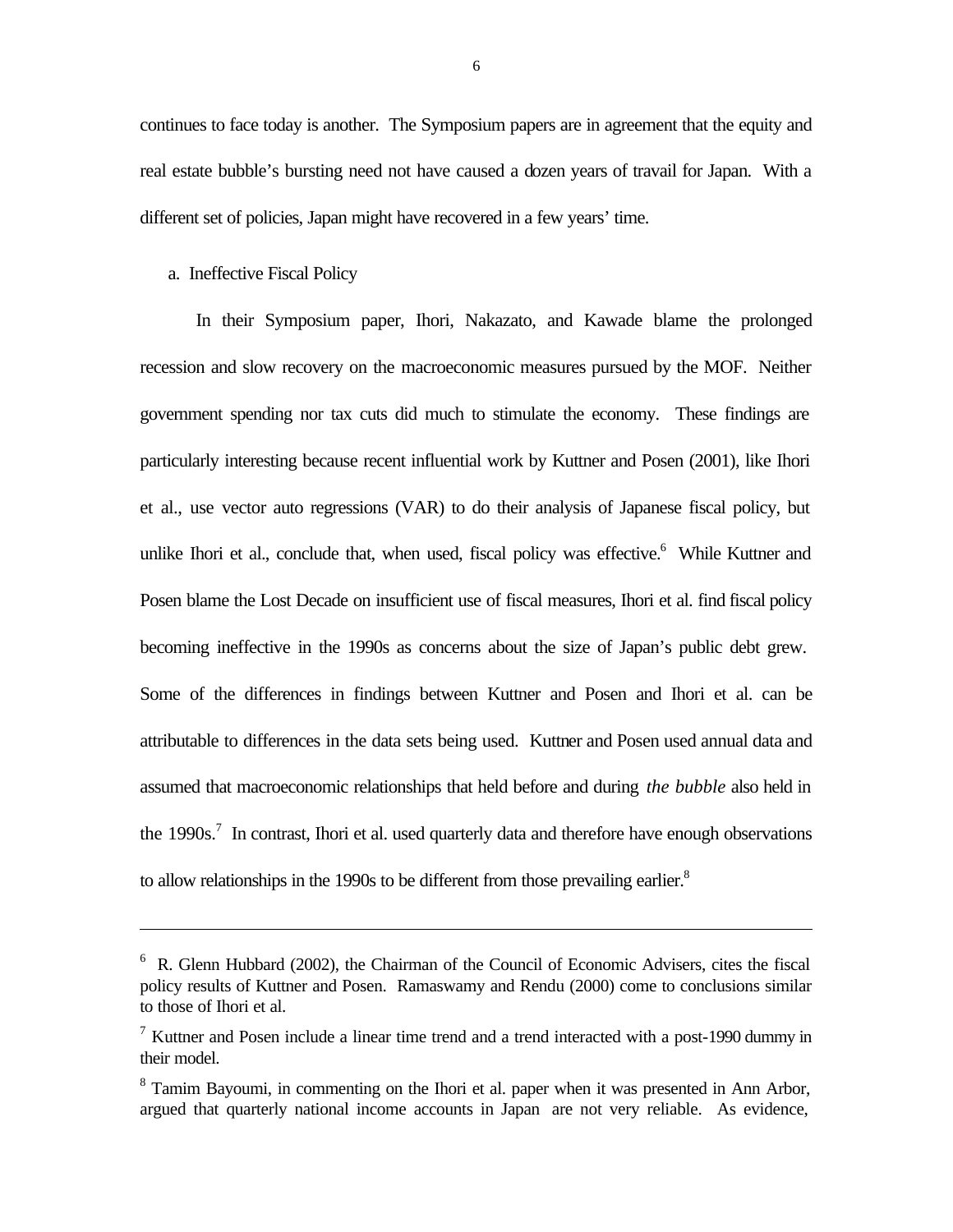continues to face today is another. The Symposium papers are in agreement that the equity and real estate bubble's bursting need not have caused a dozen years of travail for Japan. With a different set of policies, Japan might have recovered in a few years' time.

a. Ineffective Fiscal Policy

In their Symposium paper, Ihori, Nakazato, and Kawade blame the prolonged recession and slow recovery on the macroeconomic measures pursued by the MOF. Neither government spending nor tax cuts did much to stimulate the economy. These findings are particularly interesting because recent influential work by Kuttner and Posen (2001), like Ihori et al., use vector auto regressions (VAR) to do their analysis of Japanese fiscal policy, but unlike Ihori et al., conclude that, when used, fiscal policy was effective.[6] While Kuttner and Posen blame the Lost Decade on insufficient use of fiscal measures, Ihori et al. find fiscal policy becoming ineffective in the 1990s as concerns about the size of Japan's public debt grew. Some of the differences in findings between Kuttner and Posen and Ihori et al. can be attributable to differences in the data sets being used. Kuttner and Posen used annual data and assumed that macroeconomic relationships that held before and during *the bubble* also held in the 1990s.[7] In contrast, Ihori et al. used quarterly data and therefore have enough observations to allow relationships in the 1990s to be different from those prevailing earlier.[8]

---

[6] R. Glenn Hubbard (2002), the Chairman of the Council of Economic Advisers, cites the fiscal policy results of Kuttner and Posen. Ramaswamy and Rendu (2000) come to conclusions similar to those of Ihori et al.

[7] Kuttner and Posen include a linear time trend and a trend interacted with a post-1990 dummy in their model.

[8] Tamim Bayoumi, in commenting on the Ihori et al. paper when it was presented in Ann Arbor, argued that quarterly national income accounts in Japan are not very reliable. As evidence,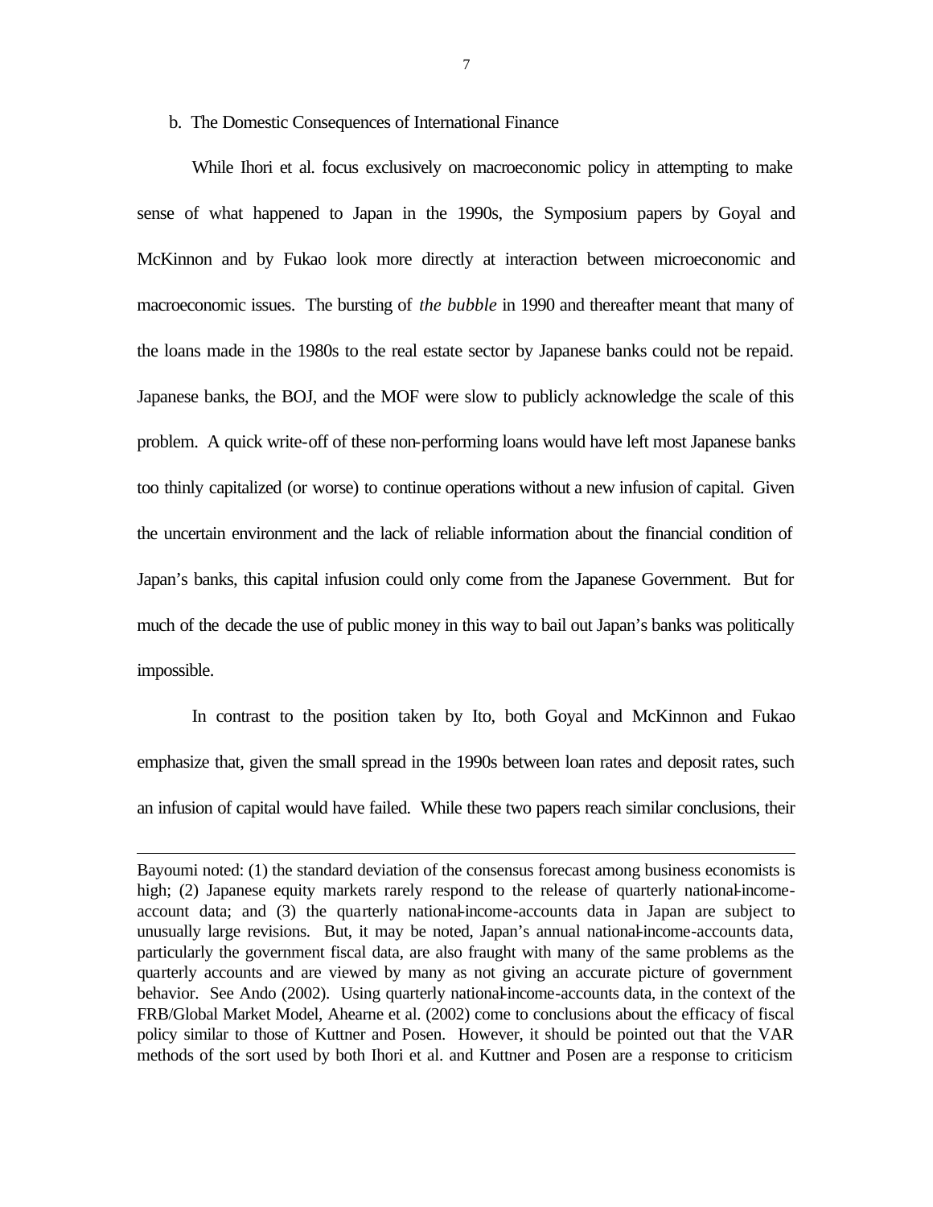b. The Domestic Consequences of International Finance

While Ihori et al. focus exclusively on macroeconomic policy in attempting to make sense of what happened to Japan in the 1990s, the Symposium papers by Goyal and McKinnon and by Fukao look more directly at interaction between microeconomic and macroeconomic issues. The bursting of *the bubble* in 1990 and thereafter meant that many of the loans made in the 1980s to the real estate sector by Japanese banks could not be repaid. Japanese banks, the BOJ, and the MOF were slow to publicly acknowledge the scale of this problem. A quick write-off of these non-performing loans would have left most Japanese banks too thinly capitalized (or worse) to continue operations without a new infusion of capital. Given the uncertain environment and the lack of reliable information about the financial condition of Japan's banks, this capital infusion could only come from the Japanese Government. But for much of the decade the use of public money in this way to bail out Japan's banks was politically impossible.

In contrast to the position taken by Ito, both Goyal and McKinnon and Fukao emphasize that, given the small spread in the 1990s between loan rates and deposit rates, such an infusion of capital would have failed. While these two papers reach similar conclusions, their

---

Bayoumi noted: (1) the standard deviation of the consensus forecast among business economists is high; (2) Japanese equity markets rarely respond to the release of quarterly national-income-account data; and (3) the quarterly national-income-accounts data in Japan are subject to unusually large revisions. But, it may be noted, Japan's annual national-income-accounts data, particularly the government fiscal data, are also fraught with many of the same problems as the quarterly accounts and are viewed by many as not giving an accurate picture of government behavior. See Ando (2002). Using quarterly national-income-accounts data, in the context of the FRB/Global Market Model, Ahearne et al. (2002) come to conclusions about the efficacy of fiscal policy similar to those of Kuttner and Posen. However, it should be pointed out that the VAR methods of the sort used by both Ihori et al. and Kuttner and Posen are a response to criticism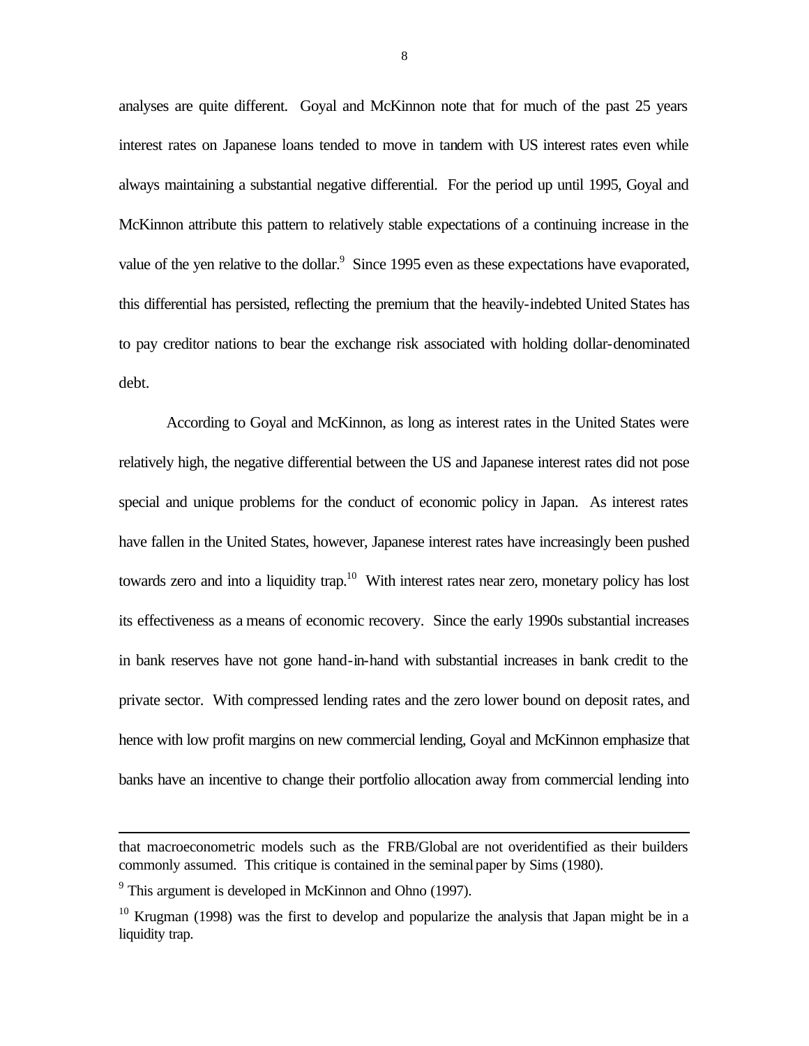analyses are quite different. Goyal and McKinnon note that for much of the past 25 years interest rates on Japanese loans tended to move in tandem with US interest rates even while always maintaining a substantial negative differential. For the period up until 1995, Goyal and McKinnon attribute this pattern to relatively stable expectations of a continuing increase in the value of the yen relative to the dollar.[9] Since 1995 even as these expectations have evaporated, this differential has persisted, reflecting the premium that the heavily-indebted United States has to pay creditor nations to bear the exchange risk associated with holding dollar-denominated debt.

According to Goyal and McKinnon, as long as interest rates in the United States were relatively high, the negative differential between the US and Japanese interest rates did not pose special and unique problems for the conduct of economic policy in Japan. As interest rates have fallen in the United States, however, Japanese interest rates have increasingly been pushed towards zero and into a liquidity trap.[10] With interest rates near zero, monetary policy has lost its effectiveness as a means of economic recovery. Since the early 1990s substantial increases in bank reserves have not gone hand-in-hand with substantial increases in bank credit to the private sector. With compressed lending rates and the zero lower bound on deposit rates, and hence with low profit margins on new commercial lending, Goyal and McKinnon emphasize that banks have an incentive to change their portfolio allocation away from commercial lending into

---

that macroeconometric models such as the FRB/Global are not overidentified as their builders commonly assumed. This critique is contained in the seminal paper by Sims (1980).

[9] This argument is developed in McKinnon and Ohno (1997).

[10] Krugman (1998) was the first to develop and popularize the analysis that Japan might be in a liquidity trap.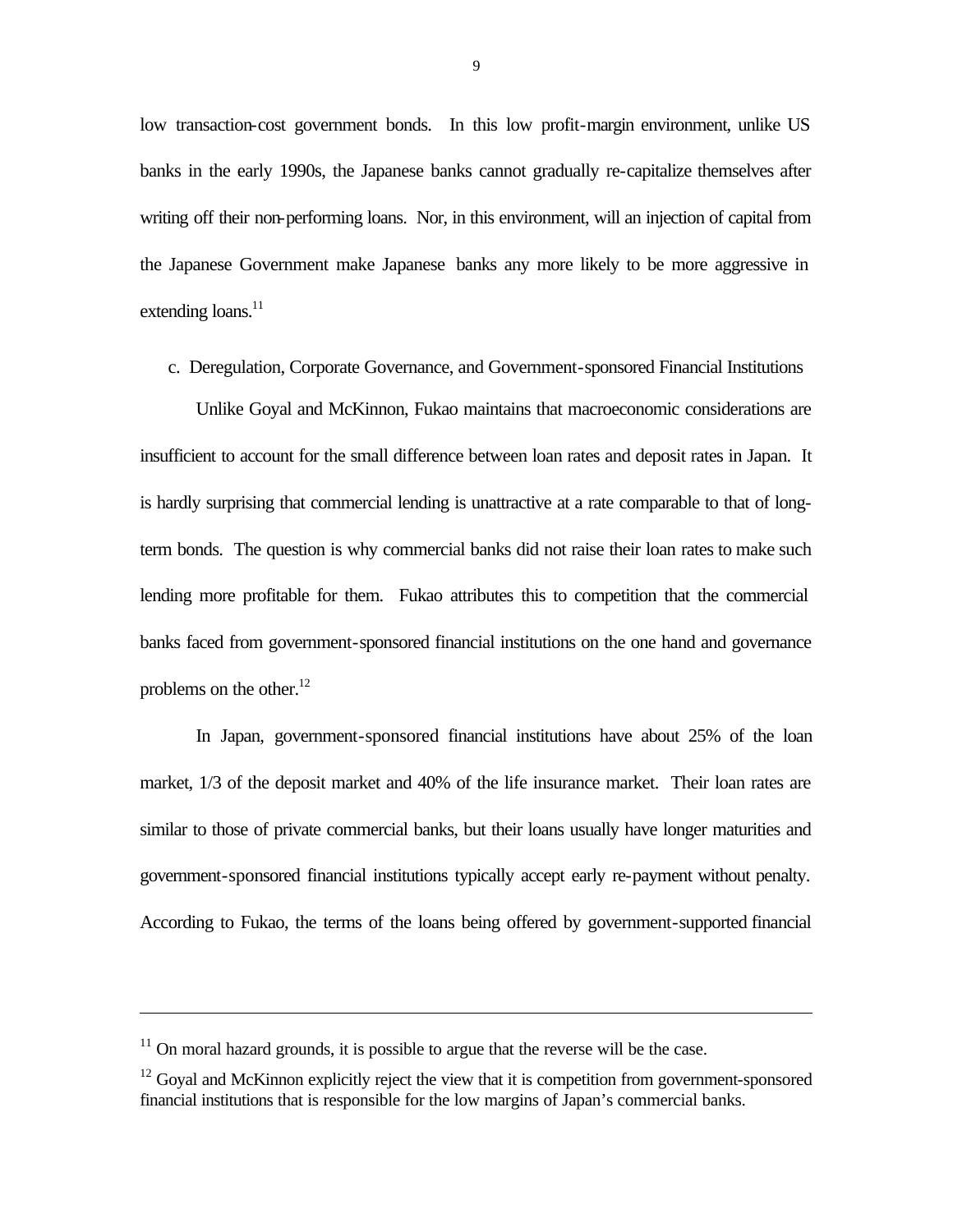low transaction-cost government bonds. In this low profit-margin environment, unlike US banks in the early 1990s, the Japanese banks cannot gradually re-capitalize themselves after writing off their non-performing loans. Nor, in this environment, will an injection of capital from the Japanese Government make Japanese banks any more likely to be more aggressive in extending loans.[11]

### c. Deregulation, Corporate Governance, and Government-sponsored Financial Institutions

Unlike Goyal and McKinnon, Fukao maintains that macroeconomic considerations are insufficient to account for the small difference between loan rates and deposit rates in Japan. It is hardly surprising that commercial lending is unattractive at a rate comparable to that of long-term bonds. The question is why commercial banks did not raise their loan rates to make such lending more profitable for them. Fukao attributes this to competition that the commercial banks faced from government-sponsored financial institutions on the one hand and governance problems on the other.[12]

In Japan, government-sponsored financial institutions have about 25% of the loan market, 1/3 of the deposit market and 40% of the life insurance market. Their loan rates are similar to those of private commercial banks, but their loans usually have longer maturities and government-sponsored financial institutions typically accept early re-payment without penalty. According to Fukao, the terms of the loans being offered by government-supported financial

---

[11] On moral hazard grounds, it is possible to argue that the reverse will be the case.

[12] Goyal and McKinnon explicitly reject the view that it is competition from government-sponsored financial institutions that is responsible for the low margins of Japan's commercial banks.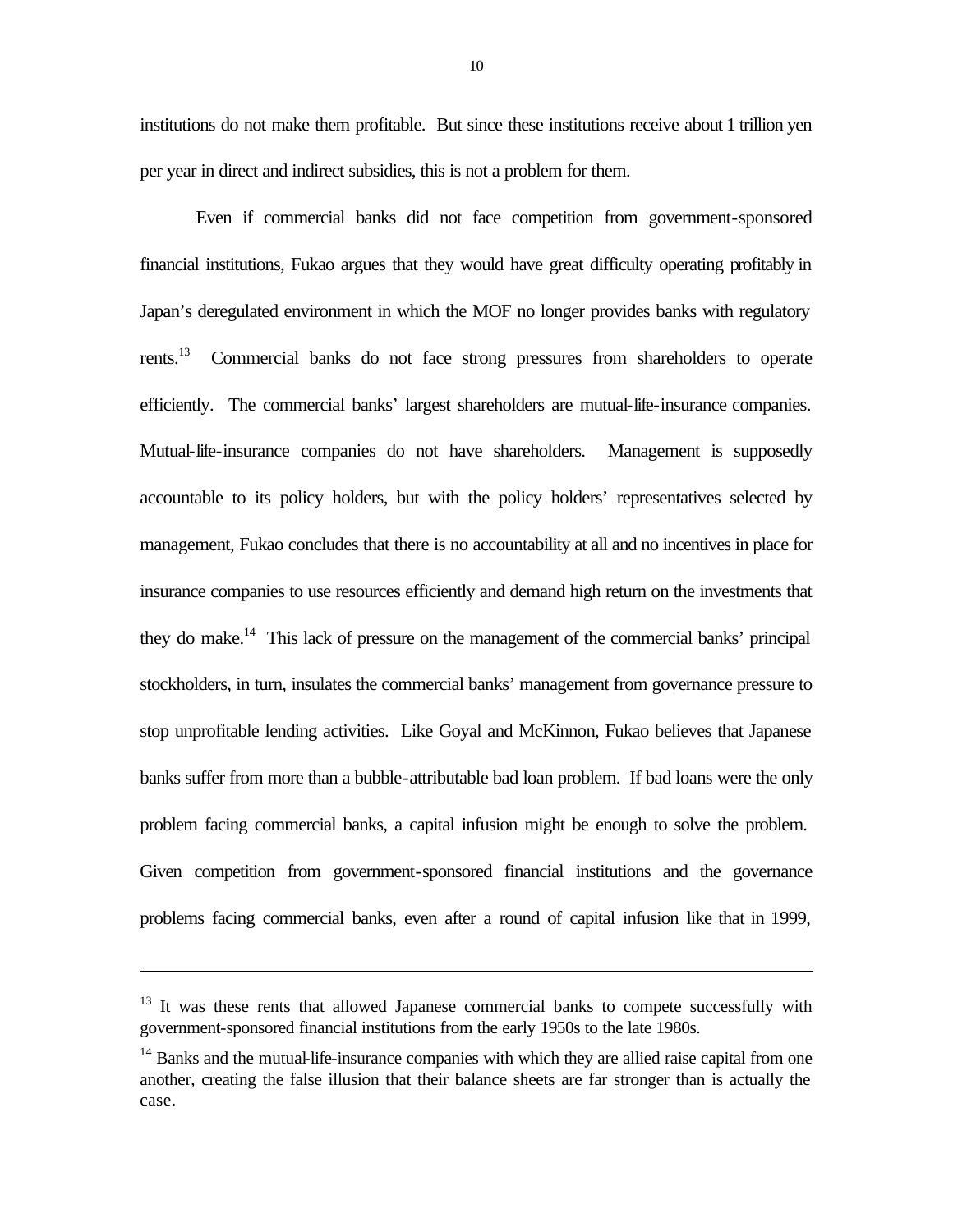institutions do not make them profitable. But since these institutions receive about 1 trillion yen per year in direct and indirect subsidies, this is not a problem for them.

Even if commercial banks did not face competition from government-sponsored financial institutions, Fukao argues that they would have great difficulty operating profitably in Japan's deregulated environment in which the MOF no longer provides banks with regulatory rents.[13] Commercial banks do not face strong pressures from shareholders to operate efficiently. The commercial banks' largest shareholders are mutual-life-insurance companies. Mutual-life-insurance companies do not have shareholders. Management is supposedly accountable to its policy holders, but with the policy holders' representatives selected by management, Fukao concludes that there is no accountability at all and no incentives in place for insurance companies to use resources efficiently and demand high return on the investments that they do make.[14] This lack of pressure on the management of the commercial banks' principal stockholders, in turn, insulates the commercial banks' management from governance pressure to stop unprofitable lending activities. Like Goyal and McKinnon, Fukao believes that Japanese banks suffer from more than a bubble-attributable bad loan problem. If bad loans were the only problem facing commercial banks, a capital infusion might be enough to solve the problem. Given competition from government-sponsored financial institutions and the governance problems facing commercial banks, even after a round of capital infusion like that in 1999,

---

[13] It was these rents that allowed Japanese commercial banks to compete successfully with government-sponsored financial institutions from the early 1950s to the late 1980s.

[14] Banks and the mutual-life-insurance companies with which they are allied raise capital from one another, creating the false illusion that their balance sheets are far stronger than is actually the case.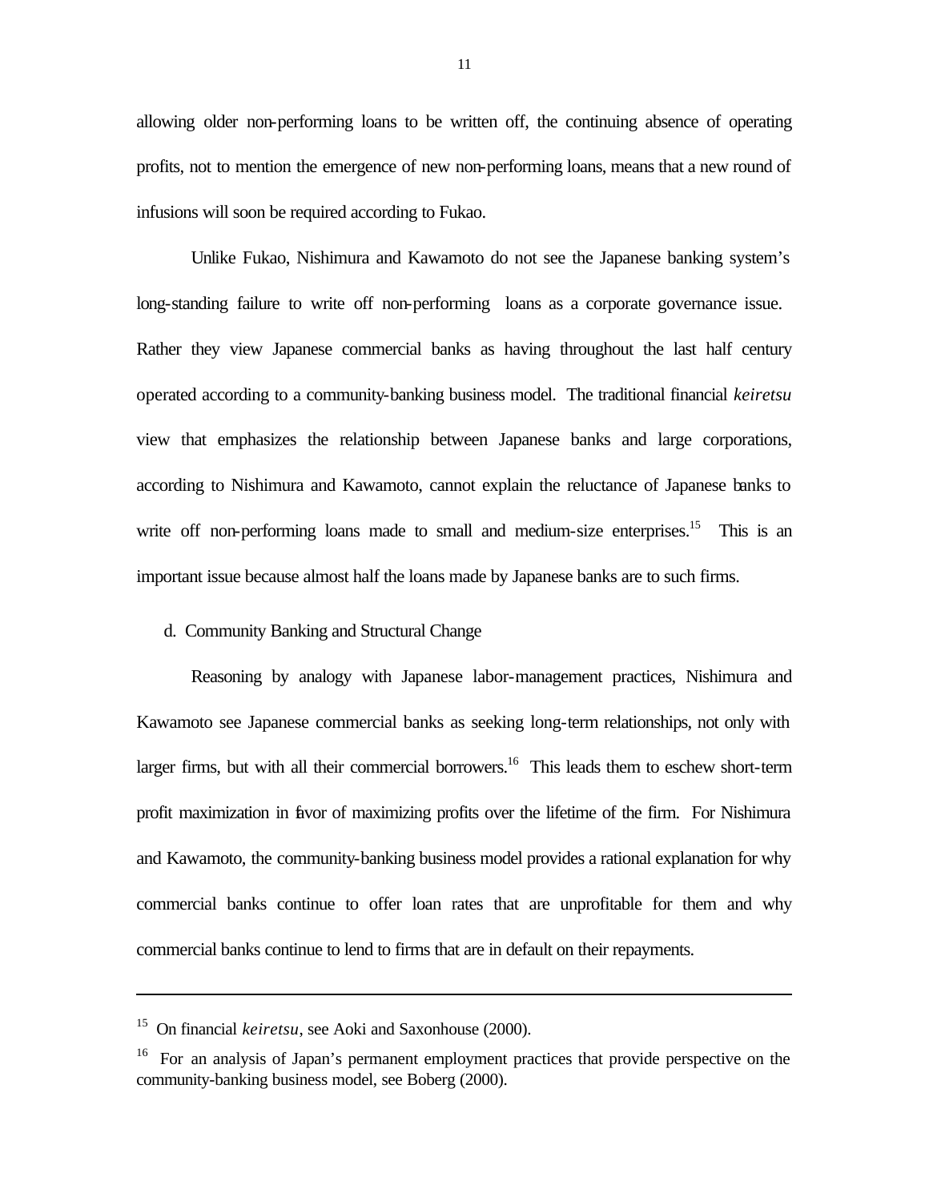allowing older non-performing loans to be written off, the continuing absence of operating profits, not to mention the emergence of new non-performing loans, means that a new round of infusions will soon be required according to Fukao.

Unlike Fukao, Nishimura and Kawamoto do not see the Japanese banking system's long-standing failure to write off non-performing loans as a corporate governance issue. Rather they view Japanese commercial banks as having throughout the last half century operated according to a community-banking business model. The traditional financial *keiretsu* view that emphasizes the relationship between Japanese banks and large corporations, according to Nishimura and Kawamoto, cannot explain the reluctance of Japanese banks to write off non-performing loans made to small and medium-size enterprises.[15] This is an important issue because almost half the loans made by Japanese banks are to such firms.

d. Community Banking and Structural Change

Reasoning by analogy with Japanese labor-management practices, Nishimura and Kawamoto see Japanese commercial banks as seeking long-term relationships, not only with larger firms, but with all their commercial borrowers.[16] This leads them to eschew short-term profit maximization in favor of maximizing profits over the lifetime of the firm. For Nishimura and Kawamoto, the community-banking business model provides a rational explanation for why commercial banks continue to offer loan rates that are unprofitable for them and why commercial banks continue to lend to firms that are in default on their repayments.

---

[15] On financial *keiretsu*, see Aoki and Saxonhouse (2000).

[16] For an analysis of Japan's permanent employment practices that provide perspective on the community-banking business model, see Boberg (2000).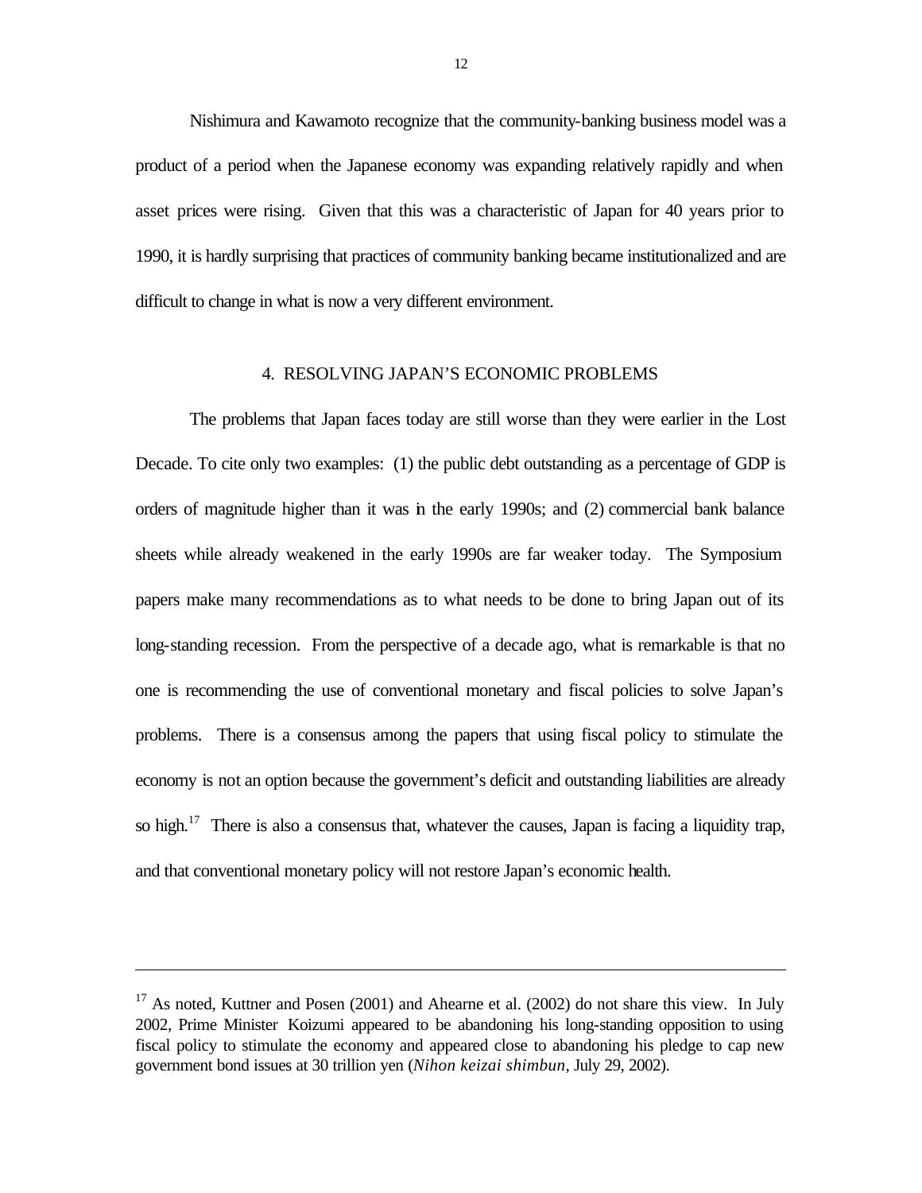Nishimura and Kawamoto recognize that the community-banking business model was a product of a period when the Japanese economy was expanding relatively rapidly and when asset prices were rising. Given that this was a characteristic of Japan for 40 years prior to 1990, it is hardly surprising that practices of community banking became institutionalized and are difficult to change in what is now a very different environment.

## 4. RESOLVING JAPAN'S ECONOMIC PROBLEMS

The problems that Japan faces today are still worse than they were earlier in the Lost Decade. To cite only two examples: (1) the public debt outstanding as a percentage of GDP is orders of magnitude higher than it was in the early 1990s; and (2) commercial bank balance sheets while already weakened in the early 1990s are far weaker today. The Symposium papers make many recommendations as to what needs to be done to bring Japan out of its long-standing recession. From the perspective of a decade ago, what is remarkable is that no one is recommending the use of conventional monetary and fiscal policies to solve Japan's problems. There is a consensus among the papers that using fiscal policy to stimulate the economy is not an option because the government's deficit and outstanding liabilities are already so high.[17] There is also a consensus that, whatever the causes, Japan is facing a liquidity trap, and that conventional monetary policy will not restore Japan's economic health.

---

[17] As noted, Kuttner and Posen (2001) and Ahearne et al. (2002) do not share this view. In July 2002, Prime Minister Koizumi appeared to be abandoning his long-standing opposition to using fiscal policy to stimulate the economy and appeared close to abandoning his pledge to cap new government bond issues at 30 trillion yen (*Nihon keizai shimbun*, July 29, 2002).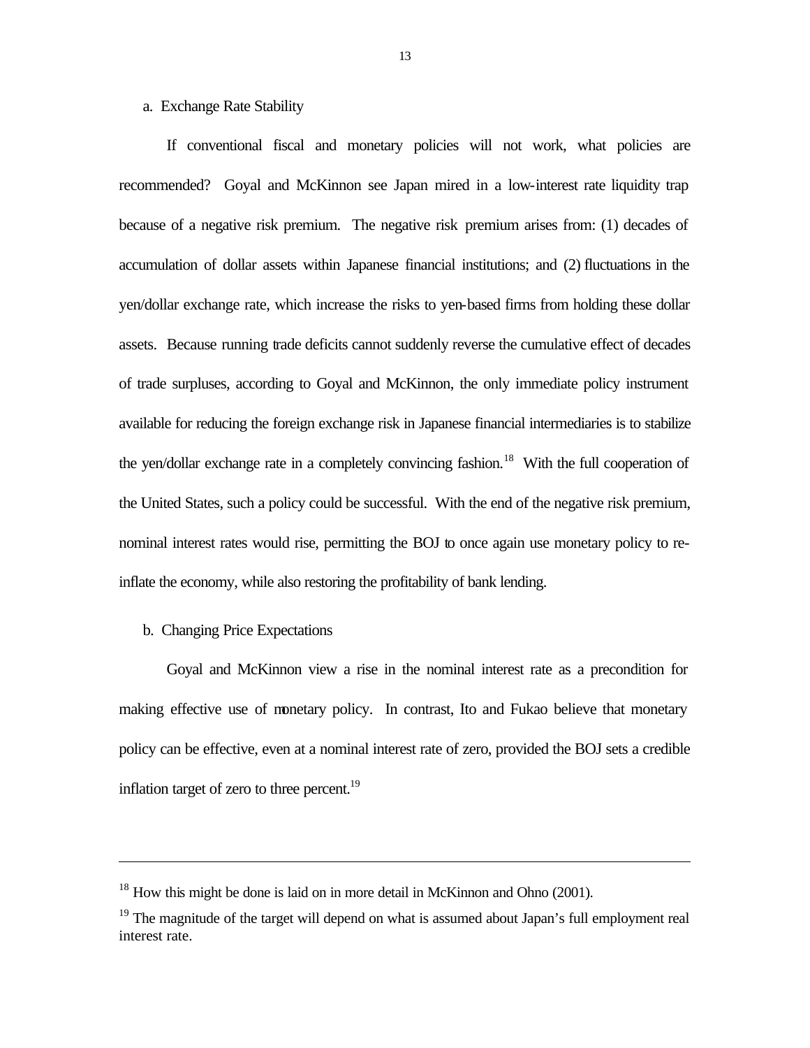### a. Exchange Rate Stability

If conventional fiscal and monetary policies will not work, what policies are recommended? Goyal and McKinnon see Japan mired in a low-interest rate liquidity trap because of a negative risk premium. The negative risk premium arises from: (1) decades of accumulation of dollar assets within Japanese financial institutions; and (2) fluctuations in the yen/dollar exchange rate, which increase the risks to yen-based firms from holding these dollar assets. Because running trade deficits cannot suddenly reverse the cumulative effect of decades of trade surpluses, according to Goyal and McKinnon, the only immediate policy instrument available for reducing the foreign exchange risk in Japanese financial intermediaries is to stabilize the yen/dollar exchange rate in a completely convincing fashion.[18] With the full cooperation of the United States, such a policy could be successful. With the end of the negative risk premium, nominal interest rates would rise, permitting the BOJ to once again use monetary policy to re-inflate the economy, while also restoring the profitability of bank lending.

### b. Changing Price Expectations

Goyal and McKinnon view a rise in the nominal interest rate as a precondition for making effective use of monetary policy. In contrast, Ito and Fukao believe that monetary policy can be effective, even at a nominal interest rate of zero, provided the BOJ sets a credible inflation target of zero to three percent.[19]

---

[18] How this might be done is laid on in more detail in McKinnon and Ohno (2001).

[19] The magnitude of the target will depend on what is assumed about Japan's full employment real interest rate.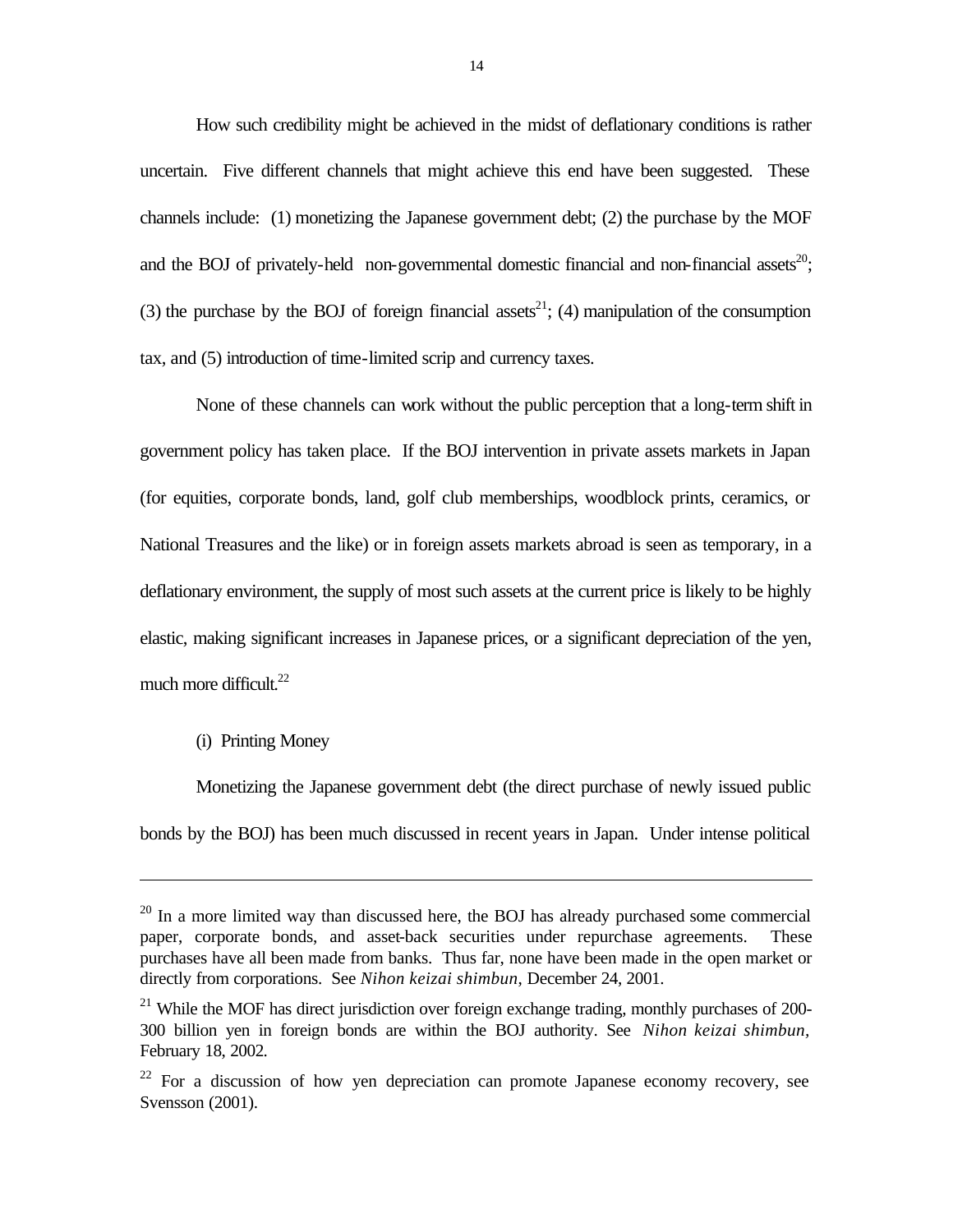How such credibility might be achieved in the midst of deflationary conditions is rather uncertain. Five different channels that might achieve this end have been suggested. These channels include: (1) monetizing the Japanese government debt; (2) the purchase by the MOF and the BOJ of privately-held non-governmental domestic financial and non-financial assets[20]; (3) the purchase by the BOJ of foreign financial assets[21]; (4) manipulation of the consumption tax, and (5) introduction of time-limited scrip and currency taxes.

None of these channels can work without the public perception that a long-term shift in government policy has taken place. If the BOJ intervention in private assets markets in Japan (for equities, corporate bonds, land, golf club memberships, woodblock prints, ceramics, or National Treasures and the like) or in foreign assets markets abroad is seen as temporary, in a deflationary environment, the supply of most such assets at the current price is likely to be highly elastic, making significant increases in Japanese prices, or a significant depreciation of the yen, much more difficult.[22]

(i) Printing Money

Monetizing the Japanese government debt (the direct purchase of newly issued public bonds by the BOJ) has been much discussed in recent years in Japan. Under intense political

---

[20] In a more limited way than discussed here, the BOJ has already purchased some commercial paper, corporate bonds, and asset-back securities under repurchase agreements. These purchases have all been made from banks. Thus far, none have been made in the open market or directly from corporations. See *Nihon keizai shimbun*, December 24, 2001.

[21] While the MOF has direct jurisdiction over foreign exchange trading, monthly purchases of 200-300 billion yen in foreign bonds are within the BOJ authority. See *Nihon keizai shimbun*, February 18, 2002.

[22] For a discussion of how yen depreciation can promote Japanese economy recovery, see Svensson (2001).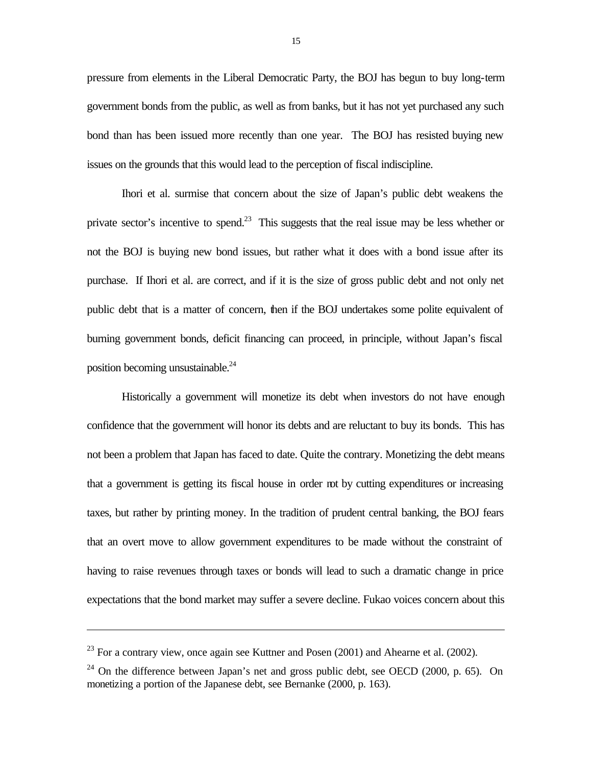pressure from elements in the Liberal Democratic Party, the BOJ has begun to buy long-term government bonds from the public, as well as from banks, but it has not yet purchased any such bond than has been issued more recently than one year. The BOJ has resisted buying new issues on the grounds that this would lead to the perception of fiscal indiscipline.

Ihori et al. surmise that concern about the size of Japan's public debt weakens the private sector's incentive to spend.[23] This suggests that the real issue may be less whether or not the BOJ is buying new bond issues, but rather what it does with a bond issue after its purchase. If Ihori et al. are correct, and if it is the size of gross public debt and not only net public debt that is a matter of concern, then if the BOJ undertakes some polite equivalent of burning government bonds, deficit financing can proceed, in principle, without Japan's fiscal position becoming unsustainable.[24]

Historically a government will monetize its debt when investors do not have enough confidence that the government will honor its debts and are reluctant to buy its bonds. This has not been a problem that Japan has faced to date. Quite the contrary. Monetizing the debt means that a government is getting its fiscal house in order not by cutting expenditures or increasing taxes, but rather by printing money. In the tradition of prudent central banking, the BOJ fears that an overt move to allow government expenditures to be made without the constraint of having to raise revenues through taxes or bonds will lead to such a dramatic change in price expectations that the bond market may suffer a severe decline. Fukao voices concern about this

---

[23] For a contrary view, once again see Kuttner and Posen (2001) and Ahearne et al. (2002).

[24] On the difference between Japan's net and gross public debt, see OECD (2000, p. 65). On monetizing a portion of the Japanese debt, see Bernanke (2000, p. 163).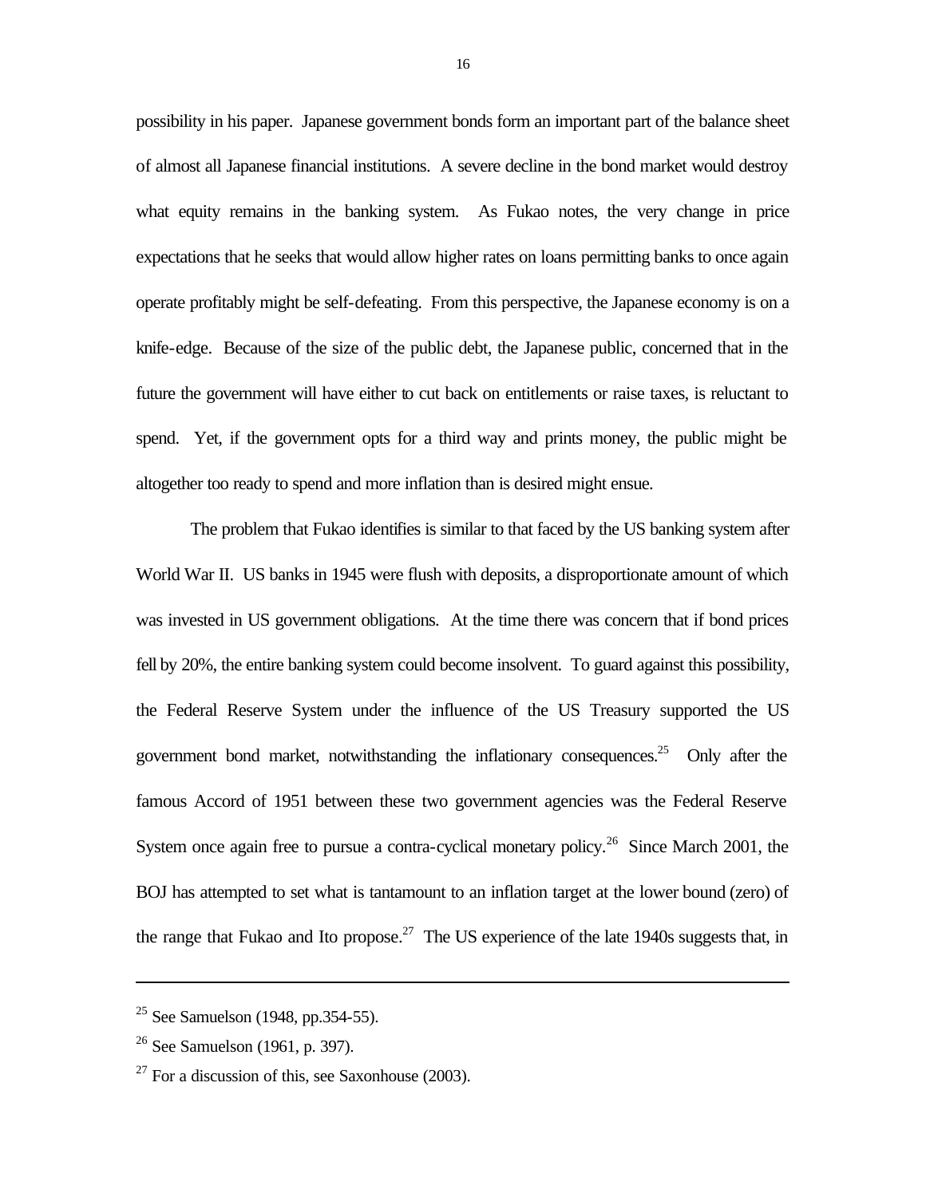possibility in his paper. Japanese government bonds form an important part of the balance sheet of almost all Japanese financial institutions. A severe decline in the bond market would destroy what equity remains in the banking system. As Fukao notes, the very change in price expectations that he seeks that would allow higher rates on loans permitting banks to once again operate profitably might be self-defeating. From this perspective, the Japanese economy is on a knife-edge. Because of the size of the public debt, the Japanese public, concerned that in the future the government will have either to cut back on entitlements or raise taxes, is reluctant to spend. Yet, if the government opts for a third way and prints money, the public might be altogether too ready to spend and more inflation than is desired might ensue.

The problem that Fukao identifies is similar to that faced by the US banking system after World War II. US banks in 1945 were flush with deposits, a disproportionate amount of which was invested in US government obligations. At the time there was concern that if bond prices fell by 20%, the entire banking system could become insolvent. To guard against this possibility, the Federal Reserve System under the influence of the US Treasury supported the US government bond market, notwithstanding the inflationary consequences.[25] Only after the famous Accord of 1951 between these two government agencies was the Federal Reserve System once again free to pursue a contra-cyclical monetary policy.[26] Since March 2001, the BOJ has attempted to set what is tantamount to an inflation target at the lower bound (zero) of the range that Fukao and Ito propose.[27] The US experience of the late 1940s suggests that, in

---

[25] See Samuelson (1948, pp.354-55).

[26] See Samuelson (1961, p. 397).

[27] For a discussion of this, see Saxonhouse (2003).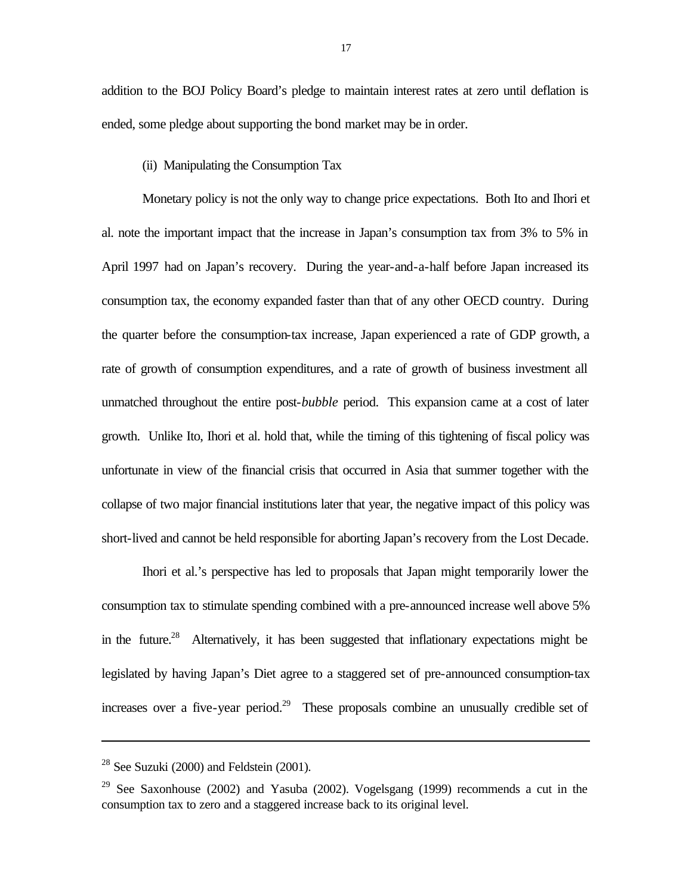addition to the BOJ Policy Board's pledge to maintain interest rates at zero until deflation is ended, some pledge about supporting the bond market may be in order.

(ii) Manipulating the Consumption Tax

Monetary policy is not the only way to change price expectations. Both Ito and Ihori et al. note the important impact that the increase in Japan's consumption tax from 3% to 5% in April 1997 had on Japan's recovery. During the year-and-a-half before Japan increased its consumption tax, the economy expanded faster than that of any other OECD country. During the quarter before the consumption-tax increase, Japan experienced a rate of GDP growth, a rate of growth of consumption expenditures, and a rate of growth of business investment all unmatched throughout the entire post-*bubble* period. This expansion came at a cost of later growth. Unlike Ito, Ihori et al. hold that, while the timing of this tightening of fiscal policy was unfortunate in view of the financial crisis that occurred in Asia that summer together with the collapse of two major financial institutions later that year, the negative impact of this policy was short-lived and cannot be held responsible for aborting Japan's recovery from the Lost Decade.

Ihori et al.'s perspective has led to proposals that Japan might temporarily lower the consumption tax to stimulate spending combined with a pre-announced increase well above 5% in the future.[28] Alternatively, it has been suggested that inflationary expectations might be legislated by having Japan's Diet agree to a staggered set of pre-announced consumption-tax increases over a five-year period.[29] These proposals combine an unusually credible set of

---

[28] See Suzuki (2000) and Feldstein (2001).

[29] See Saxonhouse (2002) and Yasuba (2002). Vogelsgang (1999) recommends a cut in the consumption tax to zero and a staggered increase back to its original level.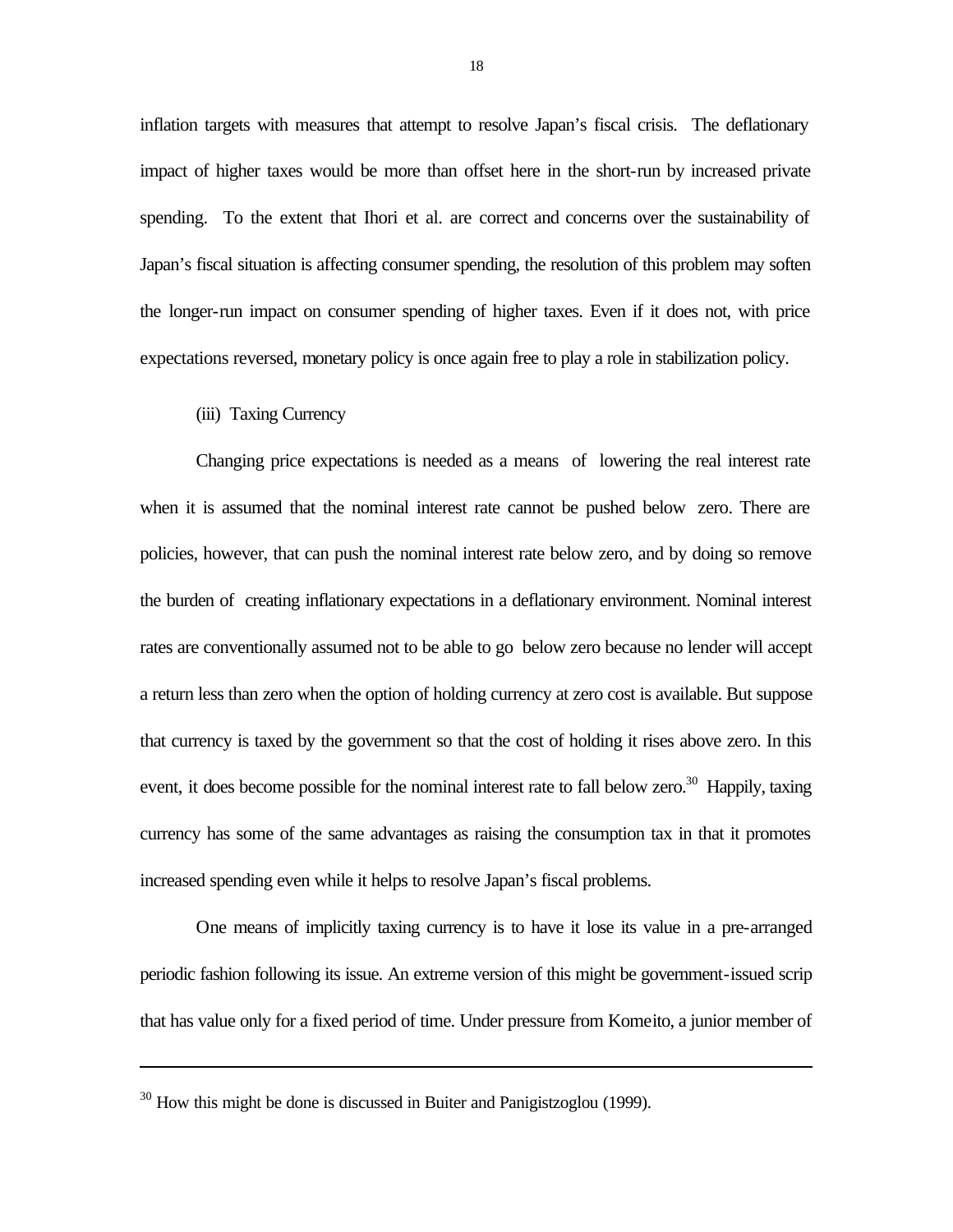inflation targets with measures that attempt to resolve Japan's fiscal crisis. The deflationary impact of higher taxes would be more than offset here in the short-run by increased private spending. To the extent that Ihori et al. are correct and concerns over the sustainability of Japan's fiscal situation is affecting consumer spending, the resolution of this problem may soften the longer-run impact on consumer spending of higher taxes. Even if it does not, with price expectations reversed, monetary policy is once again free to play a role in stabilization policy.

(iii) Taxing Currency

Changing price expectations is needed as a means of lowering the real interest rate when it is assumed that the nominal interest rate cannot be pushed below zero. There are policies, however, that can push the nominal interest rate below zero, and by doing so remove the burden of creating inflationary expectations in a deflationary environment. Nominal interest rates are conventionally assumed not to be able to go below zero because no lender will accept a return less than zero when the option of holding currency at zero cost is available. But suppose that currency is taxed by the government so that the cost of holding it rises above zero. In this event, it does become possible for the nominal interest rate to fall below zero.[30] Happily, taxing currency has some of the same advantages as raising the consumption tax in that it promotes increased spending even while it helps to resolve Japan's fiscal problems.

One means of implicitly taxing currency is to have it lose its value in a pre-arranged periodic fashion following its issue. An extreme version of this might be government-issued scrip that has value only for a fixed period of time. Under pressure from Komeito, a junior member of

---

[30] How this might be done is discussed in Buiter and Panigistzoglou (1999).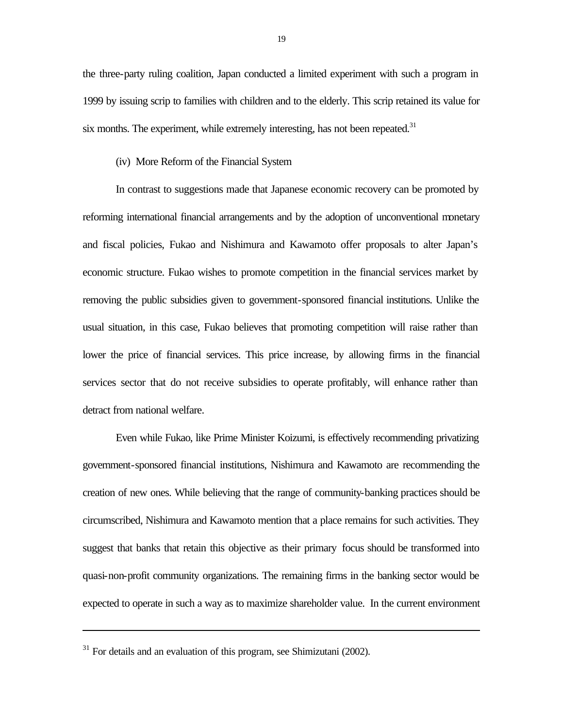the three-party ruling coalition, Japan conducted a limited experiment with such a program in 1999 by issuing scrip to families with children and to the elderly. This scrip retained its value for six months. The experiment, while extremely interesting, has not been repeated.[31]

(iv) More Reform of the Financial System

In contrast to suggestions made that Japanese economic recovery can be promoted by reforming international financial arrangements and by the adoption of unconventional monetary and fiscal policies, Fukao and Nishimura and Kawamoto offer proposals to alter Japan's economic structure. Fukao wishes to promote competition in the financial services market by removing the public subsidies given to government-sponsored financial institutions. Unlike the usual situation, in this case, Fukao believes that promoting competition will raise rather than lower the price of financial services. This price increase, by allowing firms in the financial services sector that do not receive subsidies to operate profitably, will enhance rather than detract from national welfare.

Even while Fukao, like Prime Minister Koizumi, is effectively recommending privatizing government-sponsored financial institutions, Nishimura and Kawamoto are recommending the creation of new ones. While believing that the range of community-banking practices should be circumscribed, Nishimura and Kawamoto mention that a place remains for such activities. They suggest that banks that retain this objective as their primary focus should be transformed into quasi-non-profit community organizations. The remaining firms in the banking sector would be expected to operate in such a way as to maximize shareholder value. In the current environment

---

[31] For details and an evaluation of this program, see Shimizutani (2002).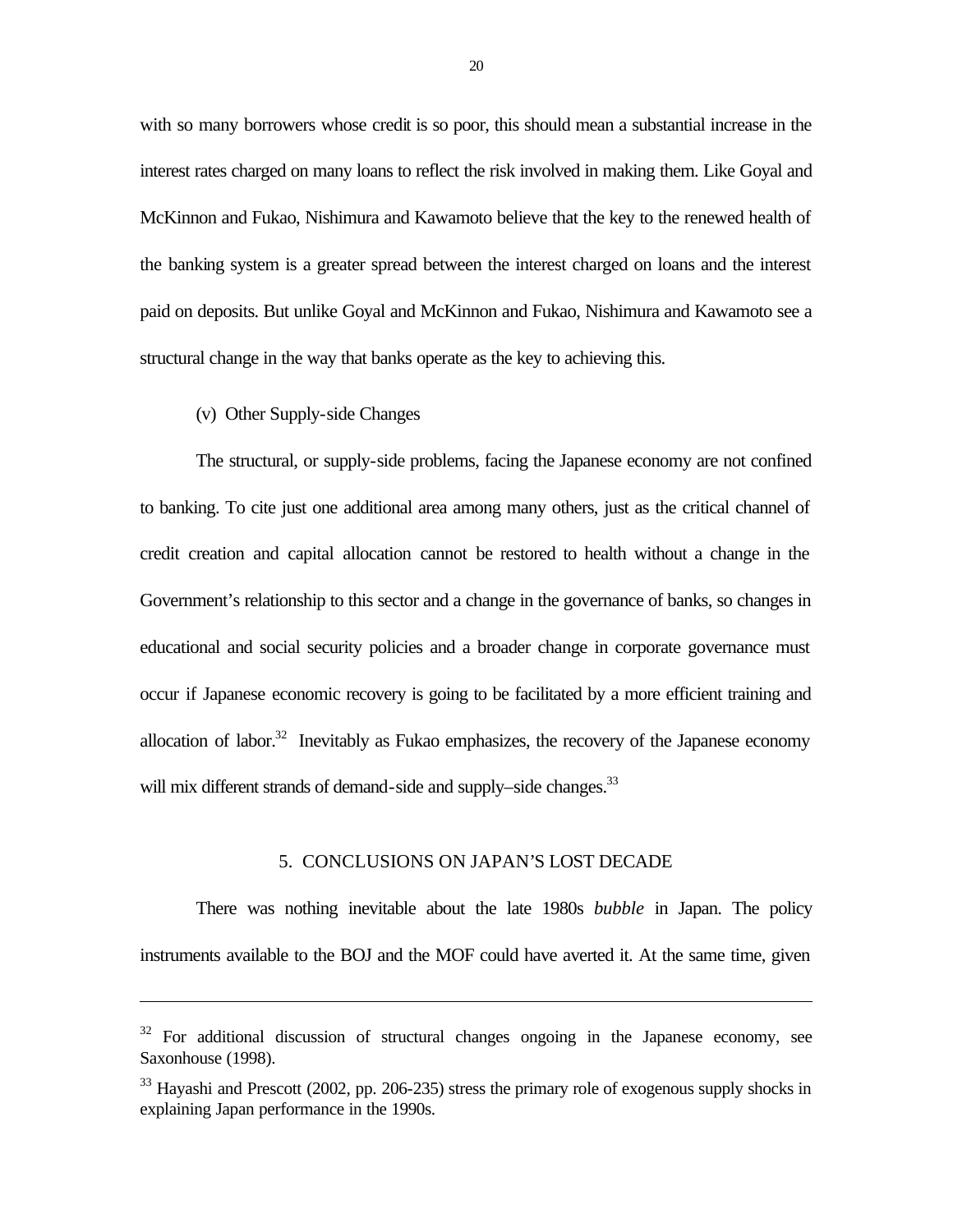with so many borrowers whose credit is so poor, this should mean a substantial increase in the interest rates charged on many loans to reflect the risk involved in making them. Like Goyal and McKinnon and Fukao, Nishimura and Kawamoto believe that the key to the renewed health of the banking system is a greater spread between the interest charged on loans and the interest paid on deposits. But unlike Goyal and McKinnon and Fukao, Nishimura and Kawamoto see a structural change in the way that banks operate as the key to achieving this.

(v) Other Supply-side Changes

The structural, or supply-side problems, facing the Japanese economy are not confined to banking. To cite just one additional area among many others, just as the critical channel of credit creation and capital allocation cannot be restored to health without a change in the Government's relationship to this sector and a change in the governance of banks, so changes in educational and social security policies and a broader change in corporate governance must occur if Japanese economic recovery is going to be facilitated by a more efficient training and allocation of labor.[32] Inevitably as Fukao emphasizes, the recovery of the Japanese economy will mix different strands of demand-side and supply–side changes.[33]

## 5. CONCLUSIONS ON JAPAN'S LOST DECADE

There was nothing inevitable about the late 1980s *bubble* in Japan. The policy instruments available to the BOJ and the MOF could have averted it. At the same time, given

---

[32] For additional discussion of structural changes ongoing in the Japanese economy, see Saxonhouse (1998).

[33] Hayashi and Prescott (2002, pp. 206-235) stress the primary role of exogenous supply shocks in explaining Japan performance in the 1990s.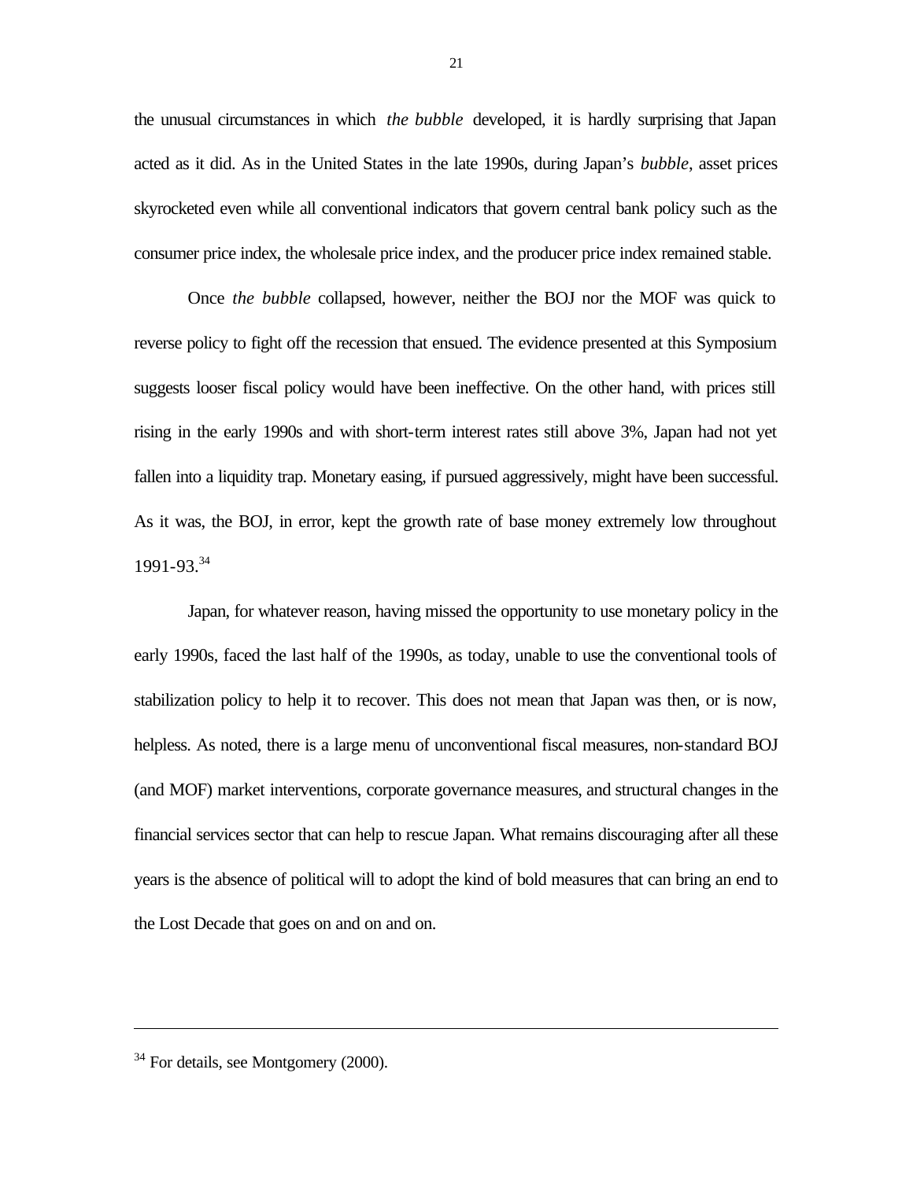the unusual circumstances in which *the bubble* developed, it is hardly surprising that Japan acted as it did. As in the United States in the late 1990s, during Japan's *bubble*, asset prices skyrocketed even while all conventional indicators that govern central bank policy such as the consumer price index, the wholesale price index, and the producer price index remained stable.

Once *the bubble* collapsed, however, neither the BOJ nor the MOF was quick to reverse policy to fight off the recession that ensued. The evidence presented at this Symposium suggests looser fiscal policy would have been ineffective. On the other hand, with prices still rising in the early 1990s and with short-term interest rates still above 3%, Japan had not yet fallen into a liquidity trap. Monetary easing, if pursued aggressively, might have been successful. As it was, the BOJ, in error, kept the growth rate of base money extremely low throughout 1991-93.[34]

Japan, for whatever reason, having missed the opportunity to use monetary policy in the early 1990s, faced the last half of the 1990s, as today, unable to use the conventional tools of stabilization policy to help it to recover. This does not mean that Japan was then, or is now, helpless. As noted, there is a large menu of unconventional fiscal measures, non-standard BOJ (and MOF) market interventions, corporate governance measures, and structural changes in the financial services sector that can help to rescue Japan. What remains discouraging after all these years is the absence of political will to adopt the kind of bold measures that can bring an end to the Lost Decade that goes on and on and on.

---

[34] For details, see Montgomery (2000).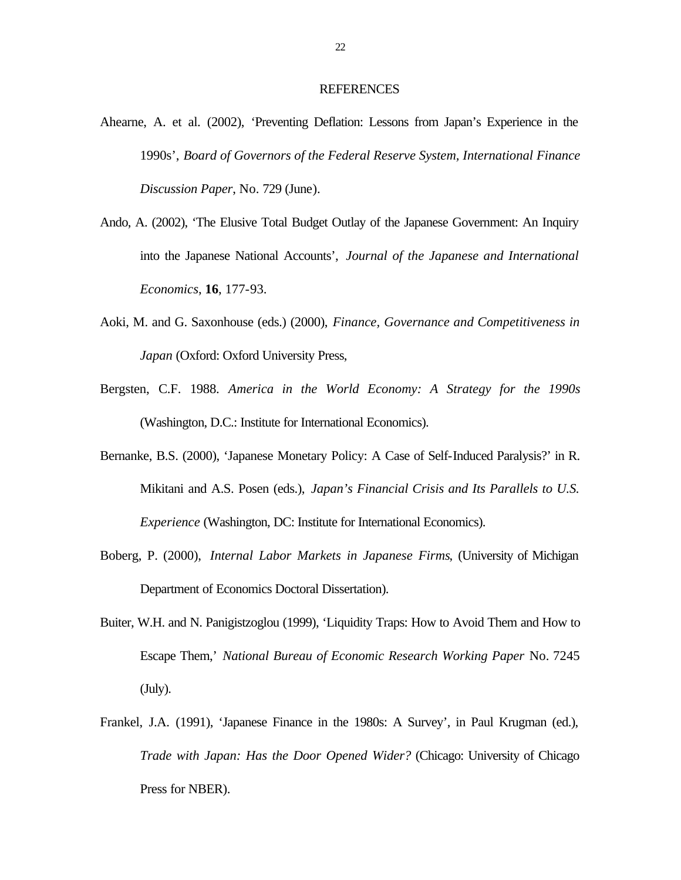## REFERENCES

Ahearne, A. et al. (2002), 'Preventing Deflation: Lessons from Japan's Experience in the 1990s', *Board of Governors of the Federal Reserve System, International Finance Discussion Paper*, No. 729 (June).

Ando, A. (2002), 'The Elusive Total Budget Outlay of the Japanese Government: An Inquiry into the Japanese National Accounts', *Journal of the Japanese and International Economics*, **16**, 177-93.

Aoki, M. and G. Saxonhouse (eds.) (2000), *Finance, Governance and Competitiveness in Japan* (Oxford: Oxford University Press,

Bergsten, C.F. 1988. *America in the World Economy: A Strategy for the 1990s* (Washington, D.C.: Institute for International Economics).

Bernanke, B.S. (2000), 'Japanese Monetary Policy: A Case of Self-Induced Paralysis?' in R. Mikitani and A.S. Posen (eds.), *Japan's Financial Crisis and Its Parallels to U.S. Experience* (Washington, DC: Institute for International Economics).

Boberg, P. (2000), *Internal Labor Markets in Japanese Firms*, (University of Michigan Department of Economics Doctoral Dissertation).

Buiter, W.H. and N. Panigistzoglou (1999), 'Liquidity Traps: How to Avoid Them and How to Escape Them,' *National Bureau of Economic Research Working Paper* No. 7245 (July).

Frankel, J.A. (1991), 'Japanese Finance in the 1980s: A Survey', in Paul Krugman (ed.), *Trade with Japan: Has the Door Opened Wider?* (Chicago: University of Chicago Press for NBER).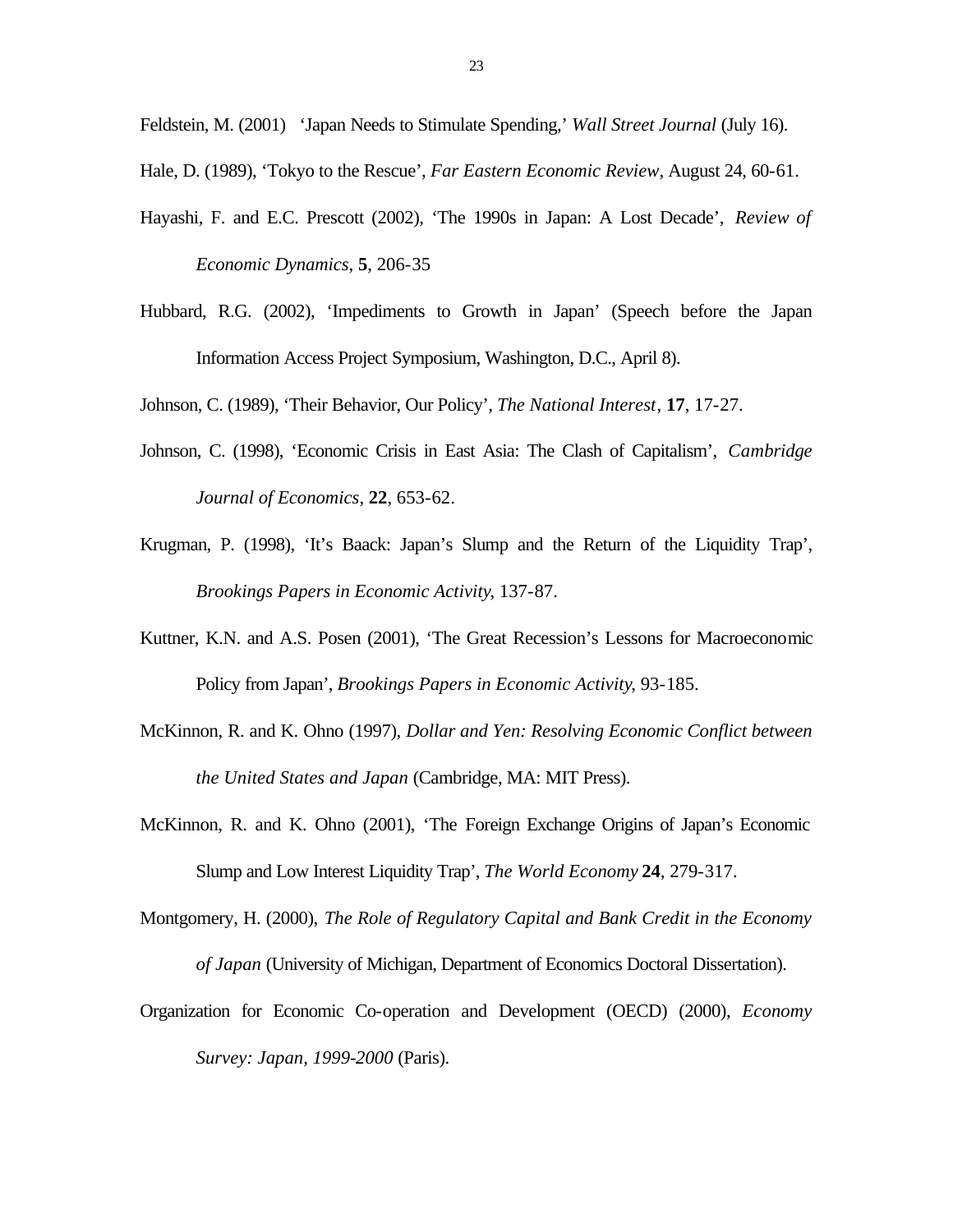Feldstein, M. (2001) 'Japan Needs to Stimulate Spending,' *Wall Street Journal* (July 16).

Hale, D. (1989), 'Tokyo to the Rescue', *Far Eastern Economic Review*, August 24, 60-61.

Hayashi, F. and E.C. Prescott (2002), 'The 1990s in Japan: A Lost Decade', *Review of Economic Dynamics*, **5**, 206-35

Hubbard, R.G. (2002), 'Impediments to Growth in Japan' (Speech before the Japan Information Access Project Symposium, Washington, D.C., April 8).

Johnson, C. (1989), 'Their Behavior, Our Policy', *The National Interest*, **17**, 17-27.

Johnson, C. (1998), 'Economic Crisis in East Asia: The Clash of Capitalism', *Cambridge Journal of Economics*, **22**, 653-62.

Krugman, P. (1998), 'It's Baack: Japan's Slump and the Return of the Liquidity Trap', *Brookings Papers in Economic Activity*, 137-87.

Kuttner, K.N. and A.S. Posen (2001), 'The Great Recession's Lessons for Macroeconomic Policy from Japan', *Brookings Papers in Economic Activity*, 93-185.

McKinnon, R. and K. Ohno (1997), *Dollar and Yen: Resolving Economic Conflict between the United States and Japan* (Cambridge, MA: MIT Press).

McKinnon, R. and K. Ohno (2001), 'The Foreign Exchange Origins of Japan's Economic Slump and Low Interest Liquidity Trap', *The World Economy* **24**, 279-317.

Montgomery, H. (2000), *The Role of Regulatory Capital and Bank Credit in the Economy of Japan* (University of Michigan, Department of Economics Doctoral Dissertation).

Organization for Economic Co-operation and Development (OECD) (2000), *Economy Survey: Japan, 1999-2000* (Paris).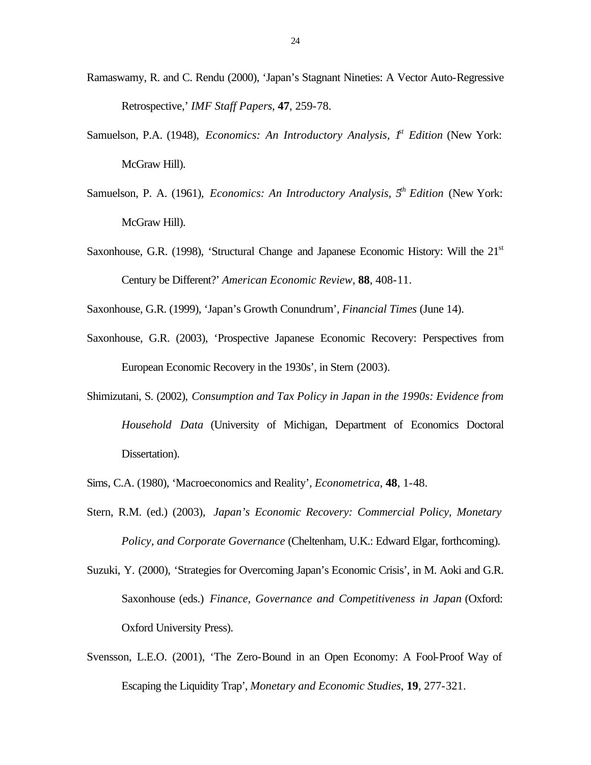Ramaswamy, R. and C. Rendu (2000), 'Japan's Stagnant Nineties: A Vector Auto-Regressive Retrospective,' *IMF Staff Papers*, **47**, 259-78.

Samuelson, P.A. (1948), *Economics: An Introductory Analysis, 1st Edition* (New York: McGraw Hill).

Samuelson, P. A. (1961), *Economics: An Introductory Analysis, 5th Edition* (New York: McGraw Hill).

Saxonhouse, G.R. (1998), 'Structural Change and Japanese Economic History: Will the 21st Century be Different?' *American Economic Review*, **88**, 408-11.

Saxonhouse, G.R. (1999), 'Japan's Growth Conundrum', *Financial Times* (June 14).

Saxonhouse, G.R. (2003), 'Prospective Japanese Economic Recovery: Perspectives from European Economic Recovery in the 1930s', in Stern (2003).

Shimizutani, S. (2002), *Consumption and Tax Policy in Japan in the 1990s: Evidence from Household Data* (University of Michigan, Department of Economics Doctoral Dissertation).

Sims, C.A. (1980), 'Macroeconomics and Reality', *Econometrica*, **48**, 1-48.

Stern, R.M. (ed.) (2003), *Japan's Economic Recovery: Commercial Policy, Monetary Policy, and Corporate Governance* (Cheltenham, U.K.: Edward Elgar, forthcoming).

Suzuki, Y. (2000), 'Strategies for Overcoming Japan's Economic Crisis', in M. Aoki and G.R. Saxonhouse (eds.) *Finance, Governance and Competitiveness in Japan* (Oxford: Oxford University Press).

Svensson, L.E.O. (2001), 'The Zero-Bound in an Open Economy: A Fool-Proof Way of Escaping the Liquidity Trap', *Monetary and Economic Studies*, **19**, 277-321.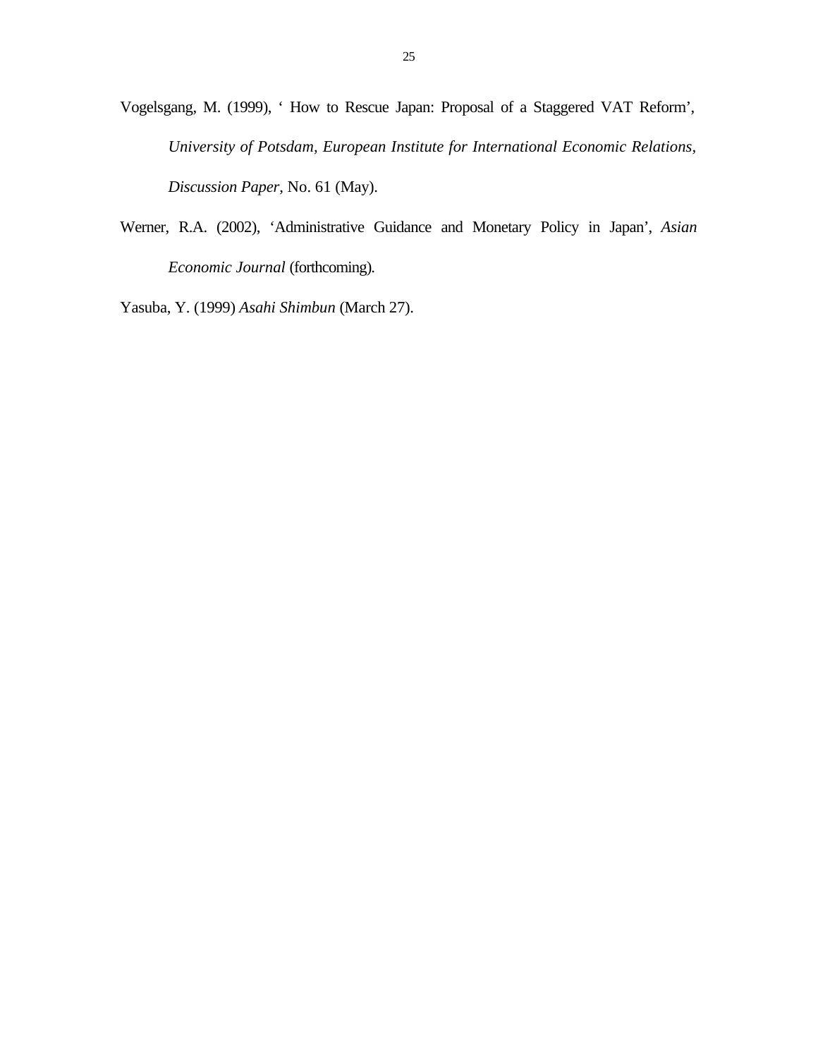Vogelsgang, M. (1999), ‘ How to Rescue Japan: Proposal of a Staggered VAT Reform’, *University of Potsdam, European Institute for International Economic Relations*, *Discussion Paper*, No. 61 (May).

Werner, R.A. (2002), ‘Administrative Guidance and Monetary Policy in Japan’, *Asian Economic Journal* (forthcoming).

Yasuba, Y. (1999) *Asahi Shimbun* (March 27).